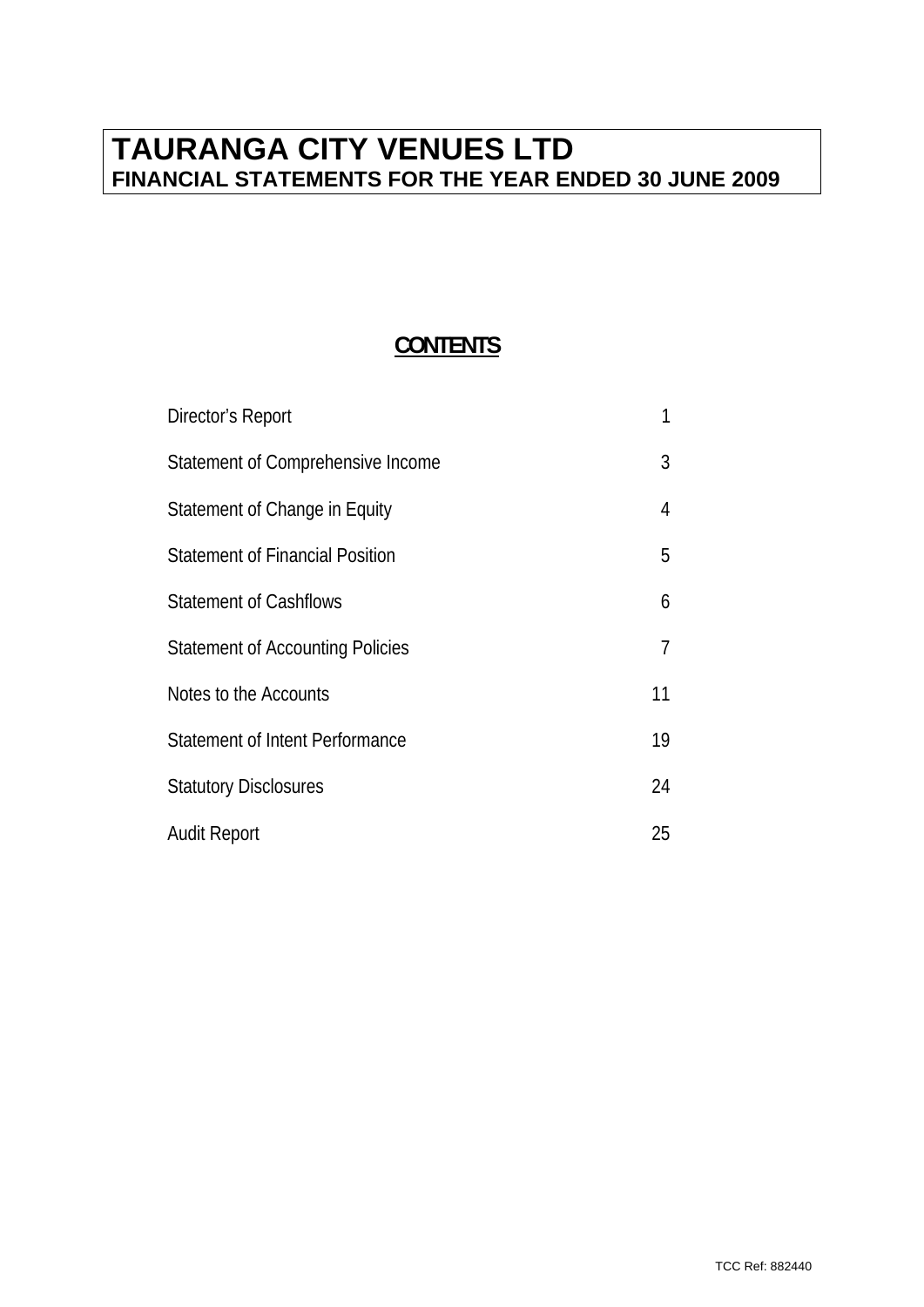# TAURANGA CITY VENUES LTD

## FINANCIAL STATEMENTS FOR THE YEAR ENDED 30 JUNE 2009

## CONTENTS

| | |
|---|---|
| Director's Report | 1 |
| Statement of Comprehensive Income | 3 |
| Statement of Change in Equity | 4 |
| Statement of Financial Position | 5 |
| Statement of Cashflows | 6 |
| Statement of Accounting Policies | 7 |
| Notes to the Accounts | 11 |
| Statement of Intent Performance | 19 |
| Statutory Disclosures | 24 |
| Audit Report | 25 |

TCC Ref: 882440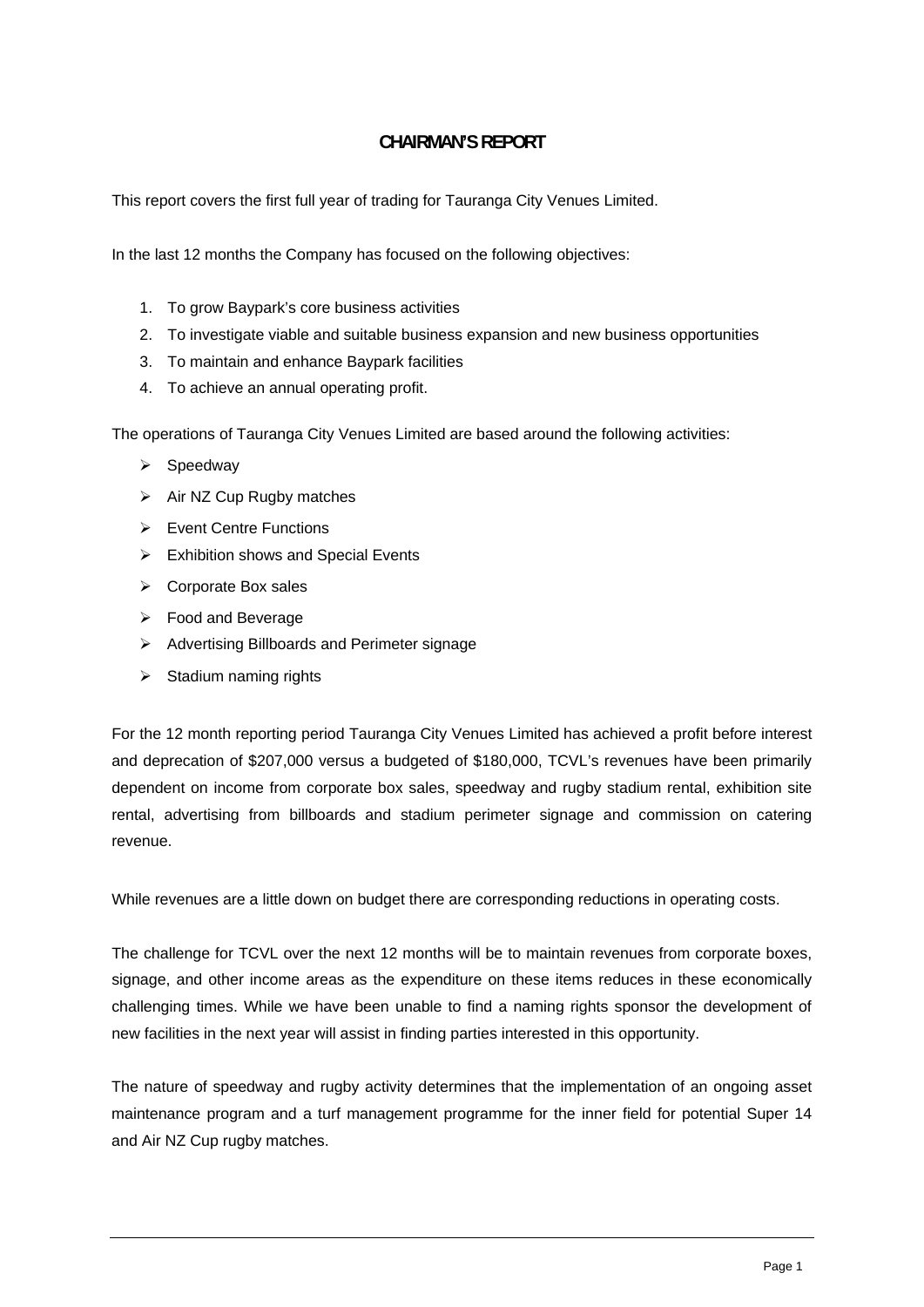# CHAIRMAN'S REPORT

This report covers the first full year of trading for Tauranga City Venues Limited.

In the last 12 months the Company has focused on the following objectives:

1. To grow Baypark's core business activities
2. To investigate viable and suitable business expansion and new business opportunities
3. To maintain and enhance Baypark facilities
4. To achieve an annual operating profit.

The operations of Tauranga City Venues Limited are based around the following activities:

- Speedway
- Air NZ Cup Rugby matches
- Event Centre Functions
- Exhibition shows and Special Events
- Corporate Box sales
- Food and Beverage
- Advertising Billboards and Perimeter signage
- Stadium naming rights

For the 12 month reporting period Tauranga City Venues Limited has achieved a profit before interest and deprecation of $207,000 versus a budgeted of $180,000, TCVL's revenues have been primarily dependent on income from corporate box sales, speedway and rugby stadium rental, exhibition site rental, advertising from billboards and stadium perimeter signage and commission on catering revenue.

While revenues are a little down on budget there are corresponding reductions in operating costs.

The challenge for TCVL over the next 12 months will be to maintain revenues from corporate boxes, signage, and other income areas as the expenditure on these items reduces in these economically challenging times. While we have been unable to find a naming rights sponsor the development of new facilities in the next year will assist in finding parties interested in this opportunity.

The nature of speedway and rugby activity determines that the implementation of an ongoing asset maintenance program and a turf management programme for the inner field for potential Super 14 and Air NZ Cup rugby matches.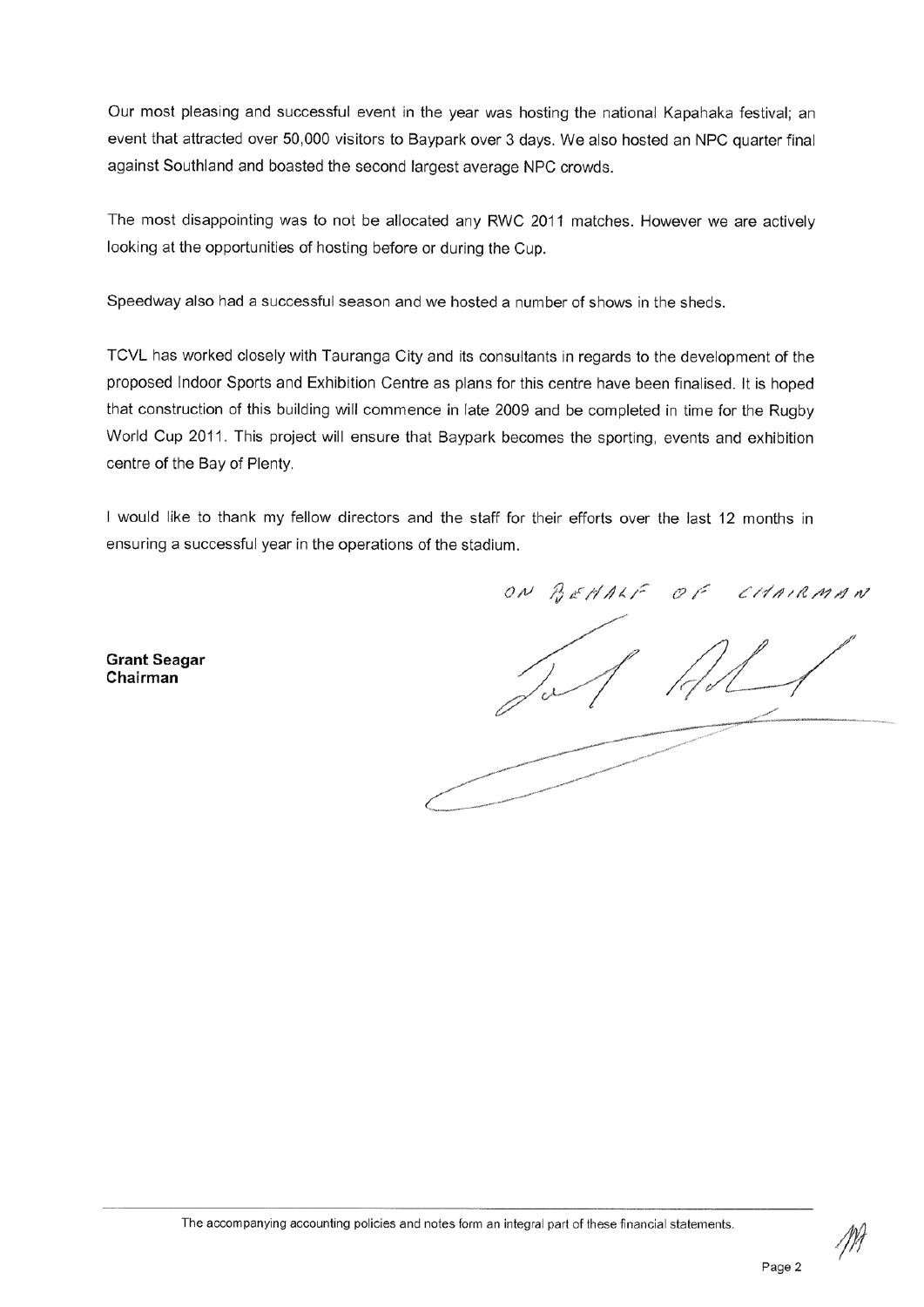Our most pleasing and successful event in the year was hosting the national Kapahaka festival; an event that attracted over 50,000 visitors to Baypark over 3 days. We also hosted an NPC quarter final against Southland and boasted the second largest average NPC crowds.

The most disappointing was to not be allocated any RWC 2011 matches. However we are actively looking at the opportunities of hosting before or during the Cup.

Speedway also had a successful season and we hosted a number of shows in the sheds.

TCVL has worked closely with Tauranga City and its consultants in regards to the development of the proposed Indoor Sports and Exhibition Centre as plans for this centre have been finalised. It is hoped that construction of this building will commence in late 2009 and be completed in time for the Rugby World Cup 2011. This project will ensure that Baypark becomes the sporting, events and exhibition centre of the Bay of Plenty.

I would like to thank my fellow directors and the staff for their efforts over the last 12 months in ensuring a successful year in the operations of the stadium.

ON BEHALF OF CHAIRMAN

**Grant Seagar**
**Chairman**

The accompanying accounting policies and notes form an integral part of these financial statements.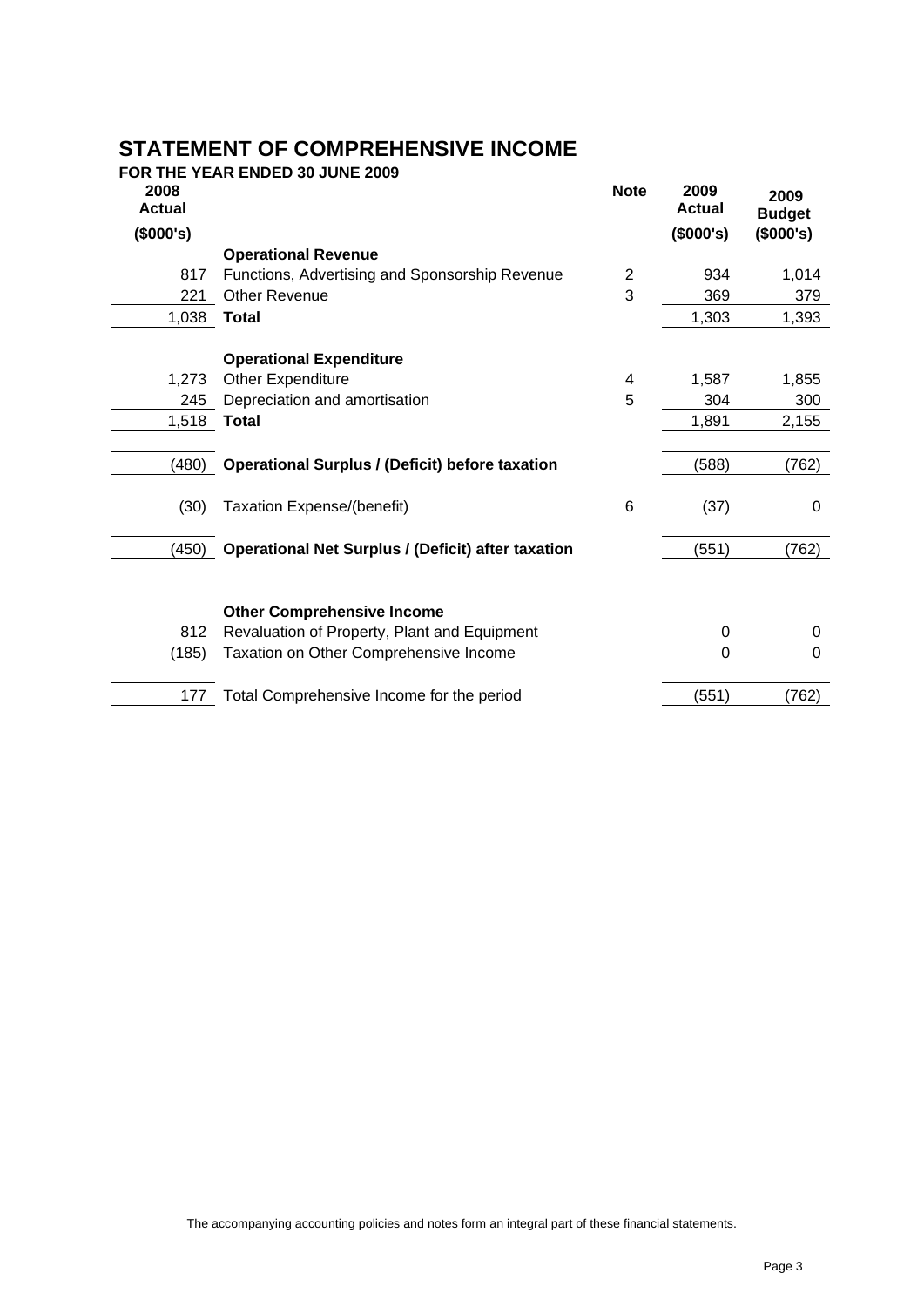# STATEMENT OF COMPREHENSIVE INCOME

**FOR THE YEAR ENDED 30 JUNE 2009**

| 2008 Actual ($000's) | | Note | 2009 Actual ($000's) | 2009 Budget ($000's) |
|---|---|---|---|---|
| | **Operational Revenue** | | | |
| 817 | Functions, Advertising and Sponsorship Revenue | 2 | 934 | 1,014 |
| 221 | Other Revenue | 3 | 369 | 379 |
| 1,038 | **Total** | | 1,303 | 1,393 |
| | | | | |
| | **Operational Expenditure** | | | |
| 1,273 | Other Expenditure | 4 | 1,587 | 1,855 |
| 245 | Depreciation and amortisation | 5 | 304 | 300 |
| 1,518 | **Total** | | 1,891 | 2,155 |
| | | | | |
| (480) | **Operational Surplus / (Deficit) before taxation** | | (588) | (762) |
| | | | | |
| (30) | Taxation Expense/(benefit) | 6 | (37) | 0 |
| | | | | |
| (450) | **Operational Net Surplus / (Deficit) after taxation** | | (551) | (762) |
| | | | | |
| | **Other Comprehensive Income** | | | |
| 812 | Revaluation of Property, Plant and Equipment | | 0 | 0 |
| (185) | Taxation on Other Comprehensive Income | | 0 | 0 |
| | | | | |
| 177 | Total Comprehensive Income for the period | | (551) | (762) |

The accompanying accounting policies and notes form an integral part of these financial statements.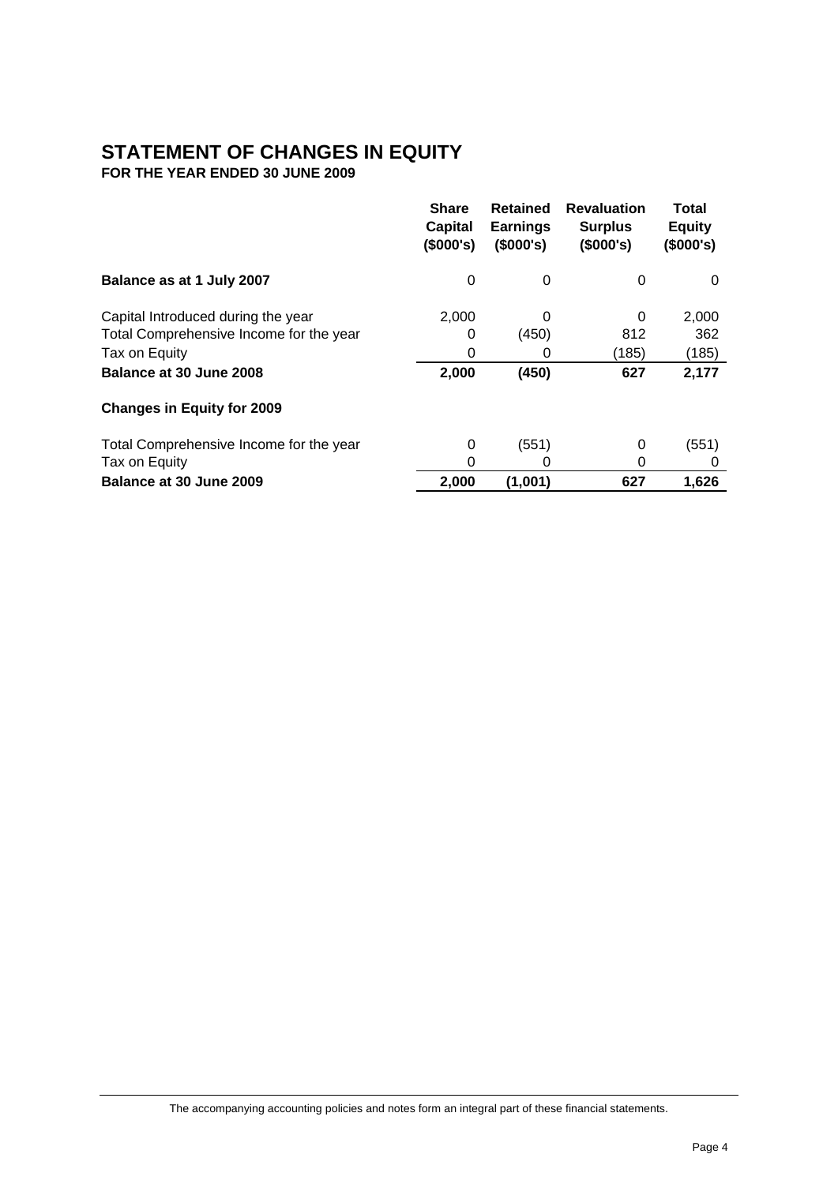# STATEMENT OF CHANGES IN EQUITY

**FOR THE YEAR ENDED 30 JUNE 2009**

| | Share Capital ($000's) | Retained Earnings ($000's) | Revaluation Surplus ($000's) | Total Equity ($000's) |
|---|---|---|---|---|
| **Balance as at 1 July 2007** | 0 | 0 | 0 | 0 |
| Capital Introduced during the year | 2,000 | 0 | 0 | 2,000 |
| Total Comprehensive Income for the year | 0 | (450) | 812 | 362 |
| Tax on Equity | 0 | 0 | (185) | (185) |
| **Balance at 30 June 2008** | **2,000** | **(450)** | **627** | **2,177** |
| **Changes in Equity for 2009** | | | | |
| Total Comprehensive Income for the year | 0 | (551) | 0 | (551) |
| Tax on Equity | 0 | 0 | 0 | 0 |
| **Balance at 30 June 2009** | **2,000** | **(1,001)** | **627** | **1,626** |

The accompanying accounting policies and notes form an integral part of these financial statements.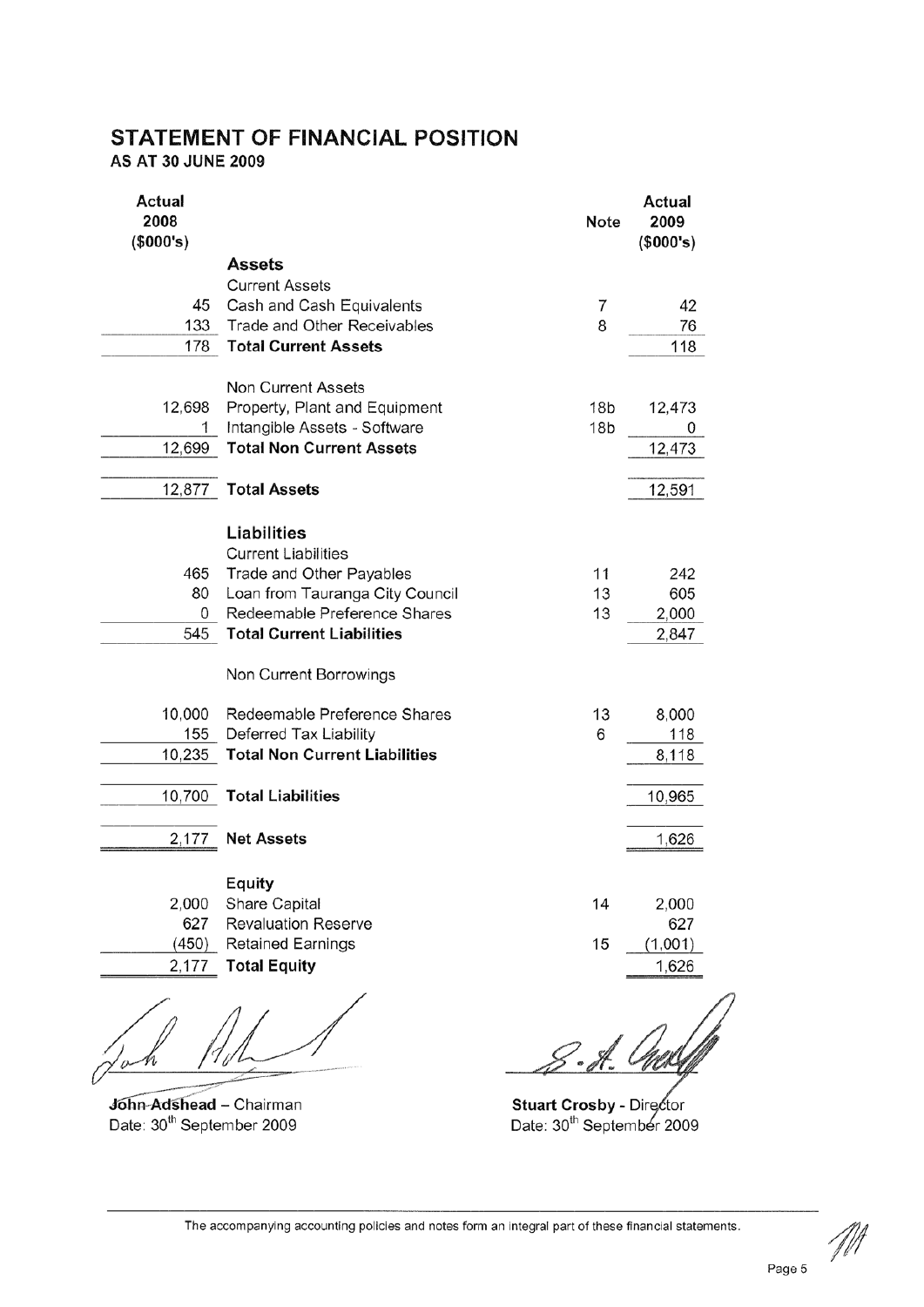# STATEMENT OF FINANCIAL POSITION

**AS AT 30 JUNE 2009**

| Actual 2008 ($000's) | | Note | Actual 2009 ($000's) |
|---|---|---|---|
| | **Assets** | | |
| | Current Assets | | |
| 45 | Cash and Cash Equivalents | 7 | 42 |
| 133 | Trade and Other Receivables | 8 | 76 |
| 178 | **Total Current Assets** | | 118 |
| | Non Current Assets | | |
| 12,698 | Property, Plant and Equipment | 18b | 12,473 |
| 1 | Intangible Assets - Software | 18b | 0 |
| 12,699 | **Total Non Current Assets** | | 12,473 |
| 12,877 | **Total Assets** | | 12,591 |
| | **Liabilities** | | |
| | Current Liabilities | | |
| 465 | Trade and Other Payables | 11 | 242 |
| 80 | Loan from Tauranga City Council | 13 | 605 |
| 0 | Redeemable Preference Shares | 13 | 2,000 |
| 545 | **Total Current Liabilities** | | 2,847 |
| | Non Current Borrowings | | |
| 10,000 | Redeemable Preference Shares | 13 | 8,000 |
| 155 | Deferred Tax Liability | 6 | 118 |
| 10,235 | **Total Non Current Liabilities** | | 8,118 |
| 10,700 | **Total Liabilities** | | 10,965 |
| 2,177 | **Net Assets** | | 1,626 |
| | **Equity** | | |
| 2,000 | Share Capital | 14 | 2,000 |
| 627 | Revaluation Reserve | | 627 |
| (450) | Retained Earnings | 15 | (1,001) |
| 2,177 | **Total Equity** | | 1,626 |

**John Adshead** – Chairman
Date: 30th September 2009

**Stuart Crosby** - Director
Date: 30th September 2009

The accompanying accounting policies and notes form an integral part of these financial statements.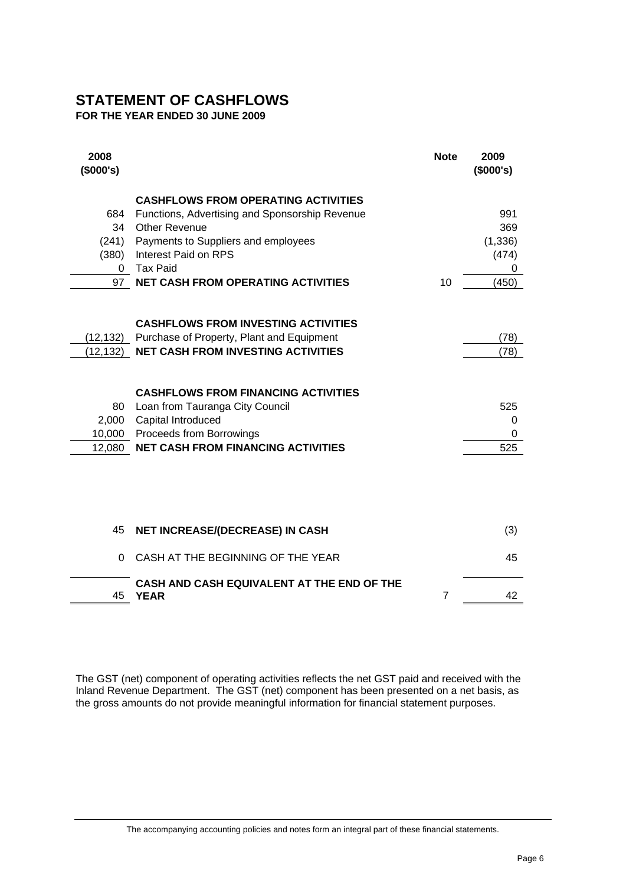# STATEMENT OF CASHFLOWS

**FOR THE YEAR ENDED 30 JUNE 2009**

| 2008 ($000's) | | Note | 2009 ($000's) |
|---|---|---|---|
| | **CASHFLOWS FROM OPERATING ACTIVITIES** | | |
| 684 | Functions, Advertising and Sponsorship Revenue | | 991 |
| 34 | Other Revenue | | 369 |
| (241) | Payments to Suppliers and employees | | (1,336) |
| (380) | Interest Paid on RPS | | (474) |
| 0 | Tax Paid | | 0 |
| 97 | **NET CASH FROM OPERATING ACTIVITIES** | 10 | (450) |
| | | | |
| | **CASHFLOWS FROM INVESTING ACTIVITIES** | | |
| (12,132) | Purchase of Property, Plant and Equipment | | (78) |
| (12,132) | **NET CASH FROM INVESTING ACTIVITIES** | | (78) |
| | | | |
| | **CASHFLOWS FROM FINANCING ACTIVITIES** | | |
| 80 | Loan from Tauranga City Council | | 525 |
| 2,000 | Capital Introduced | | 0 |
| 10,000 | Proceeds from Borrowings | | 0 |
| 12,080 | **NET CASH FROM FINANCING ACTIVITIES** | | 525 |
| | | | |
| 45 | **NET INCREASE/(DECREASE) IN CASH** | | (3) |
| 0 | CASH AT THE BEGINNING OF THE YEAR | | 45 |
| 45 | **CASH AND CASH EQUIVALENT AT THE END OF THE YEAR** | 7 | 42 |

The GST (net) component of operating activities reflects the net GST paid and received with the Inland Revenue Department. The GST (net) component has been presented on a net basis, as the gross amounts do not provide meaningful information for financial statement purposes.

The accompanying accounting policies and notes form an integral part of these financial statements.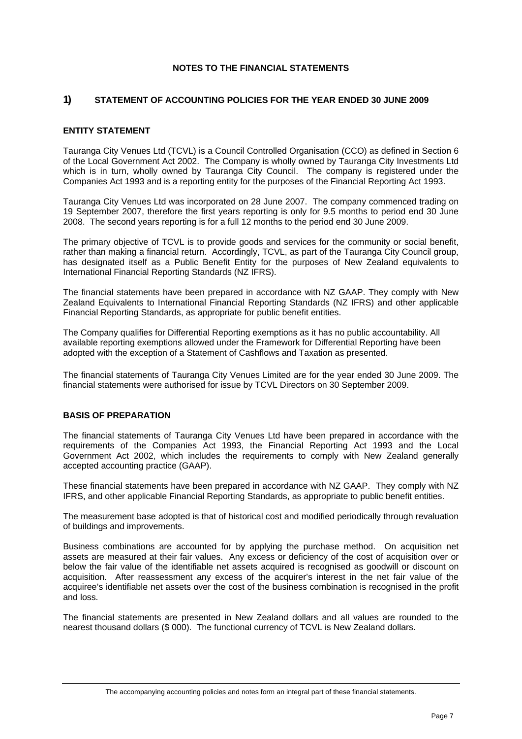## NOTES TO THE FINANCIAL STATEMENTS

## 1) STATEMENT OF ACCOUNTING POLICIES FOR THE YEAR ENDED 30 JUNE 2009

### ENTITY STATEMENT

Tauranga City Venues Ltd (TCVL) is a Council Controlled Organisation (CCO) as defined in Section 6 of the Local Government Act 2002. The Company is wholly owned by Tauranga City Investments Ltd which is in turn, wholly owned by Tauranga City Council. The company is registered under the Companies Act 1993 and is a reporting entity for the purposes of the Financial Reporting Act 1993.

Tauranga City Venues Ltd was incorporated on 28 June 2007. The company commenced trading on 19 September 2007, therefore the first years reporting is only for 9.5 months to period end 30 June 2008. The second years reporting is for a full 12 months to the period end 30 June 2009.

The primary objective of TCVL is to provide goods and services for the community or social benefit, rather than making a financial return. Accordingly, TCVL, as part of the Tauranga City Council group, has designated itself as a Public Benefit Entity for the purposes of New Zealand equivalents to International Financial Reporting Standards (NZ IFRS).

The financial statements have been prepared in accordance with NZ GAAP. They comply with New Zealand Equivalents to International Financial Reporting Standards (NZ IFRS) and other applicable Financial Reporting Standards, as appropriate for public benefit entities.

The Company qualifies for Differential Reporting exemptions as it has no public accountability. All available reporting exemptions allowed under the Framework for Differential Reporting have been adopted with the exception of a Statement of Cashflows and Taxation as presented.

The financial statements of Tauranga City Venues Limited are for the year ended 30 June 2009. The financial statements were authorised for issue by TCVL Directors on 30 September 2009.

### BASIS OF PREPARATION

The financial statements of Tauranga City Venues Ltd have been prepared in accordance with the requirements of the Companies Act 1993, the Financial Reporting Act 1993 and the Local Government Act 2002, which includes the requirements to comply with New Zealand generally accepted accounting practice (GAAP).

These financial statements have been prepared in accordance with NZ GAAP. They comply with NZ IFRS, and other applicable Financial Reporting Standards, as appropriate to public benefit entities.

The measurement base adopted is that of historical cost and modified periodically through revaluation of buildings and improvements.

Business combinations are accounted for by applying the purchase method. On acquisition net assets are measured at their fair values. Any excess or deficiency of the cost of acquisition over or below the fair value of the identifiable net assets acquired is recognised as goodwill or discount on acquisition. After reassessment any excess of the acquirer's interest in the net fair value of the acquiree's identifiable net assets over the cost of the business combination is recognised in the profit and loss.

The financial statements are presented in New Zealand dollars and all values are rounded to the nearest thousand dollars ($ 000). The functional currency of TCVL is New Zealand dollars.

The accompanying accounting policies and notes form an integral part of these financial statements.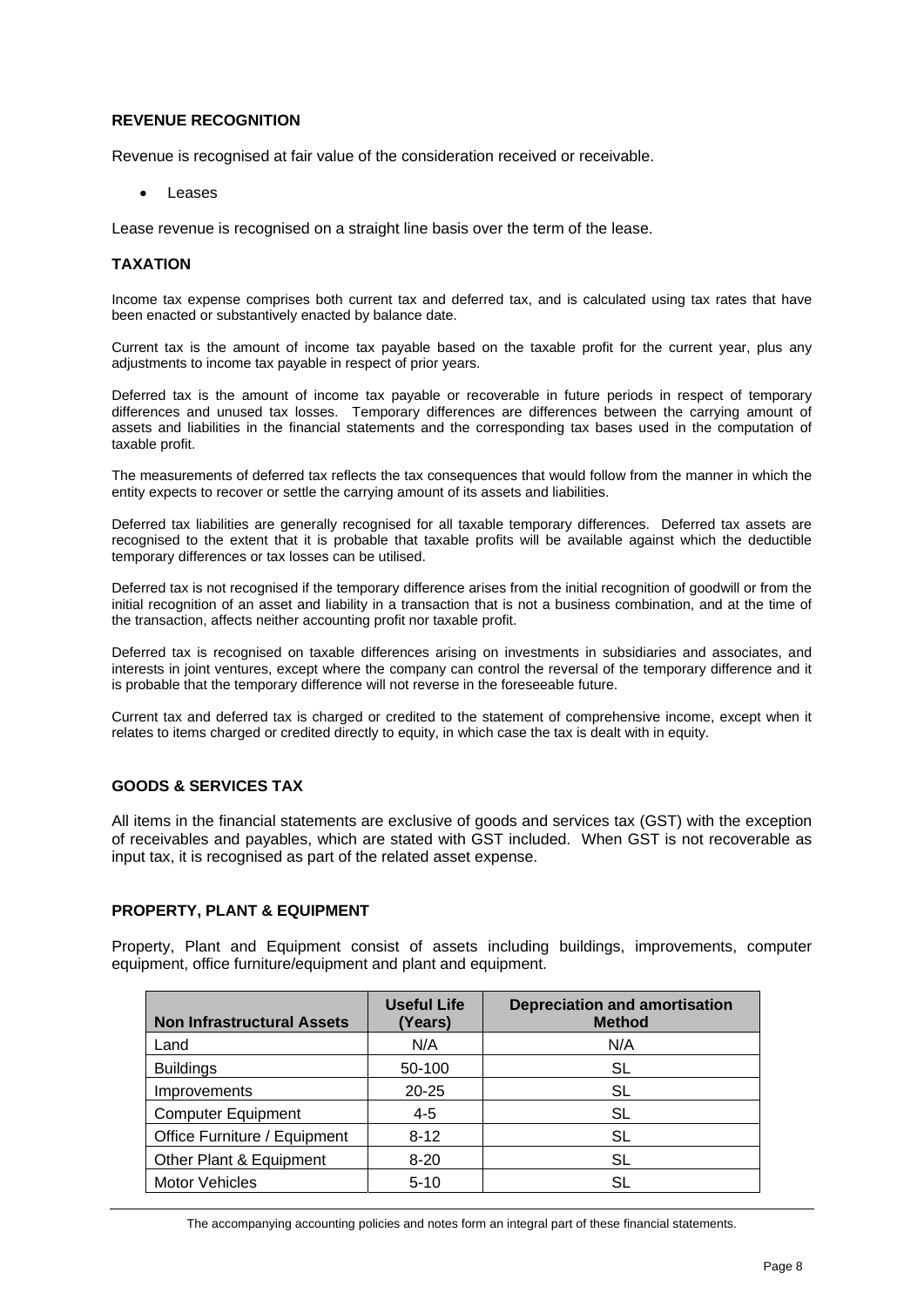## REVENUE RECOGNITION

Revenue is recognised at fair value of the consideration received or receivable.

- Leases

Lease revenue is recognised on a straight line basis over the term of the lease.

## TAXATION

Income tax expense comprises both current tax and deferred tax, and is calculated using tax rates that have been enacted or substantively enacted by balance date.

Current tax is the amount of income tax payable based on the taxable profit for the current year, plus any adjustments to income tax payable in respect of prior years.

Deferred tax is the amount of income tax payable or recoverable in future periods in respect of temporary differences and unused tax losses. Temporary differences are differences between the carrying amount of assets and liabilities in the financial statements and the corresponding tax bases used in the computation of taxable profit.

The measurements of deferred tax reflects the tax consequences that would follow from the manner in which the entity expects to recover or settle the carrying amount of its assets and liabilities.

Deferred tax liabilities are generally recognised for all taxable temporary differences. Deferred tax assets are recognised to the extent that it is probable that taxable profits will be available against which the deductible temporary differences or tax losses can be utilised.

Deferred tax is not recognised if the temporary difference arises from the initial recognition of goodwill or from the initial recognition of an asset and liability in a transaction that is not a business combination, and at the time of the transaction, affects neither accounting profit nor taxable profit.

Deferred tax is recognised on taxable differences arising on investments in subsidiaries and associates, and interests in joint ventures, except where the company can control the reversal of the temporary difference and it is probable that the temporary difference will not reverse in the foreseeable future.

Current tax and deferred tax is charged or credited to the statement of comprehensive income, except when it relates to items charged or credited directly to equity, in which case the tax is dealt with in equity.

## GOODS & SERVICES TAX

All items in the financial statements are exclusive of goods and services tax (GST) with the exception of receivables and payables, which are stated with GST included. When GST is not recoverable as input tax, it is recognised as part of the related asset expense.

## PROPERTY, PLANT & EQUIPMENT

Property, Plant and Equipment consist of assets including buildings, improvements, computer equipment, office furniture/equipment and plant and equipment.

| Non Infrastructural Assets | Useful Life (Years) | Depreciation and amortisation Method |
|---|---|---|
| Land | N/A | N/A |
| Buildings | 50-100 | SL |
| Improvements | 20-25 | SL |
| Computer Equipment | 4-5 | SL |
| Office Furniture / Equipment | 8-12 | SL |
| Other Plant & Equipment | 8-20 | SL |
| Motor Vehicles | 5-10 | SL |

The accompanying accounting policies and notes form an integral part of these financial statements.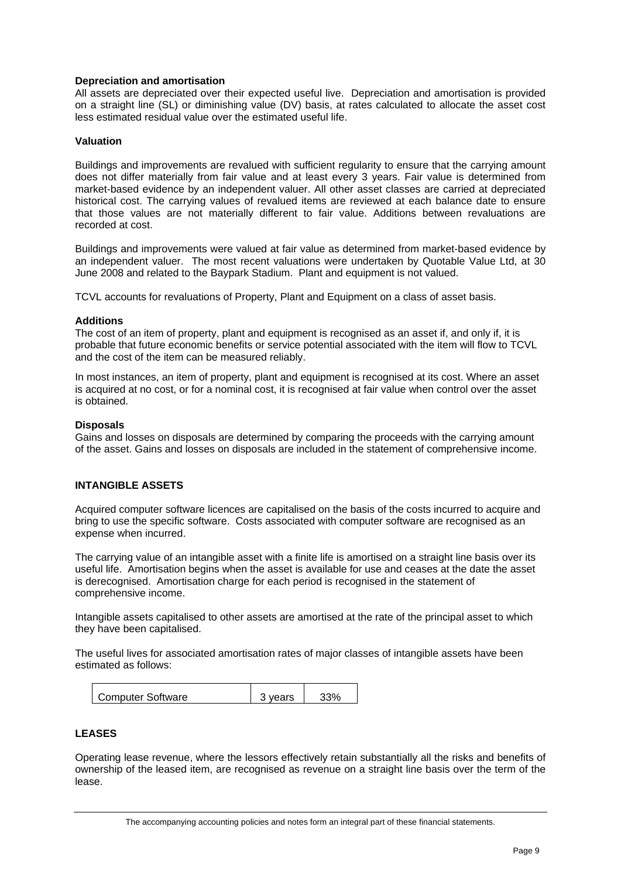**Depreciation and amortisation**

All assets are depreciated over their expected useful live. Depreciation and amortisation is provided on a straight line (SL) or diminishing value (DV) basis, at rates calculated to allocate the asset cost less estimated residual value over the estimated useful life.

**Valuation**

Buildings and improvements are revalued with sufficient regularity to ensure that the carrying amount does not differ materially from fair value and at least every 3 years. Fair value is determined from market-based evidence by an independent valuer. All other asset classes are carried at depreciated historical cost. The carrying values of revalued items are reviewed at each balance date to ensure that those values are not materially different to fair value. Additions between revaluations are recorded at cost.

Buildings and improvements were valued at fair value as determined from market-based evidence by an independent valuer. The most recent valuations were undertaken by Quotable Value Ltd, at 30 June 2008 and related to the Baypark Stadium. Plant and equipment is not valued.

TCVL accounts for revaluations of Property, Plant and Equipment on a class of asset basis.

**Additions**

The cost of an item of property, plant and equipment is recognised as an asset if, and only if, it is probable that future economic benefits or service potential associated with the item will flow to TCVL and the cost of the item can be measured reliably.

In most instances, an item of property, plant and equipment is recognised at its cost. Where an asset is acquired at no cost, or for a nominal cost, it is recognised at fair value when control over the asset is obtained.

**Disposals**

Gains and losses on disposals are determined by comparing the proceeds with the carrying amount of the asset. Gains and losses on disposals are included in the statement of comprehensive income.

## INTANGIBLE ASSETS

Acquired computer software licences are capitalised on the basis of the costs incurred to acquire and bring to use the specific software. Costs associated with computer software are recognised as an expense when incurred.

The carrying value of an intangible asset with a finite life is amortised on a straight line basis over its useful life. Amortisation begins when the asset is available for use and ceases at the date the asset is derecognised. Amortisation charge for each period is recognised in the statement of comprehensive income.

Intangible assets capitalised to other assets are amortised at the rate of the principal asset to which they have been capitalised.

The useful lives for associated amortisation rates of major classes of intangible assets have been estimated as follows:

| Computer Software | 3 years | 33% |
|---|---|---|

## LEASES

Operating lease revenue, where the lessors effectively retain substantially all the risks and benefits of ownership of the leased item, are recognised as revenue on a straight line basis over the term of the lease.

The accompanying accounting policies and notes form an integral part of these financial statements.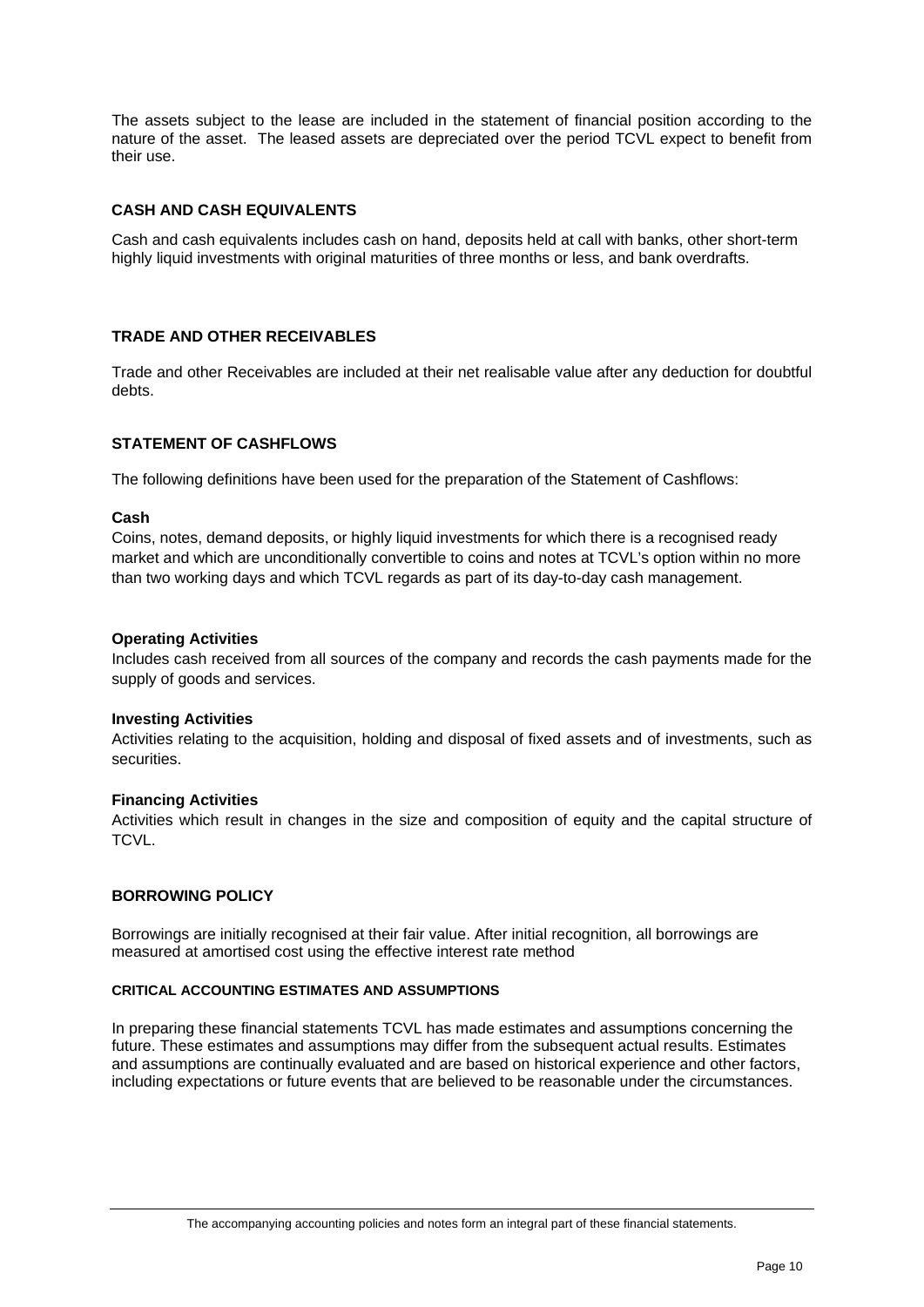The assets subject to the lease are included in the statement of financial position according to the nature of the asset. The leased assets are depreciated over the period TCVL expect to benefit from their use.

## CASH AND CASH EQUIVALENTS

Cash and cash equivalents includes cash on hand, deposits held at call with banks, other short-term highly liquid investments with original maturities of three months or less, and bank overdrafts.

## TRADE AND OTHER RECEIVABLES

Trade and other Receivables are included at their net realisable value after any deduction for doubtful debts.

## STATEMENT OF CASHFLOWS

The following definitions have been used for the preparation of the Statement of Cashflows:

**Cash**
Coins, notes, demand deposits, or highly liquid investments for which there is a recognised ready market and which are unconditionally convertible to coins and notes at TCVL's option within no more than two working days and which TCVL regards as part of its day-to-day cash management.

**Operating Activities**
Includes cash received from all sources of the company and records the cash payments made for the supply of goods and services.

**Investing Activities**
Activities relating to the acquisition, holding and disposal of fixed assets and of investments, such as securities.

**Financing Activities**
Activities which result in changes in the size and composition of equity and the capital structure of TCVL.

## BORROWING POLICY

Borrowings are initially recognised at their fair value. After initial recognition, all borrowings are measured at amortised cost using the effective interest rate method

### CRITICAL ACCOUNTING ESTIMATES AND ASSUMPTIONS

In preparing these financial statements TCVL has made estimates and assumptions concerning the future. These estimates and assumptions may differ from the subsequent actual results. Estimates and assumptions are continually evaluated and are based on historical experience and other factors, including expectations or future events that are believed to be reasonable under the circumstances.

The accompanying accounting policies and notes form an integral part of these financial statements.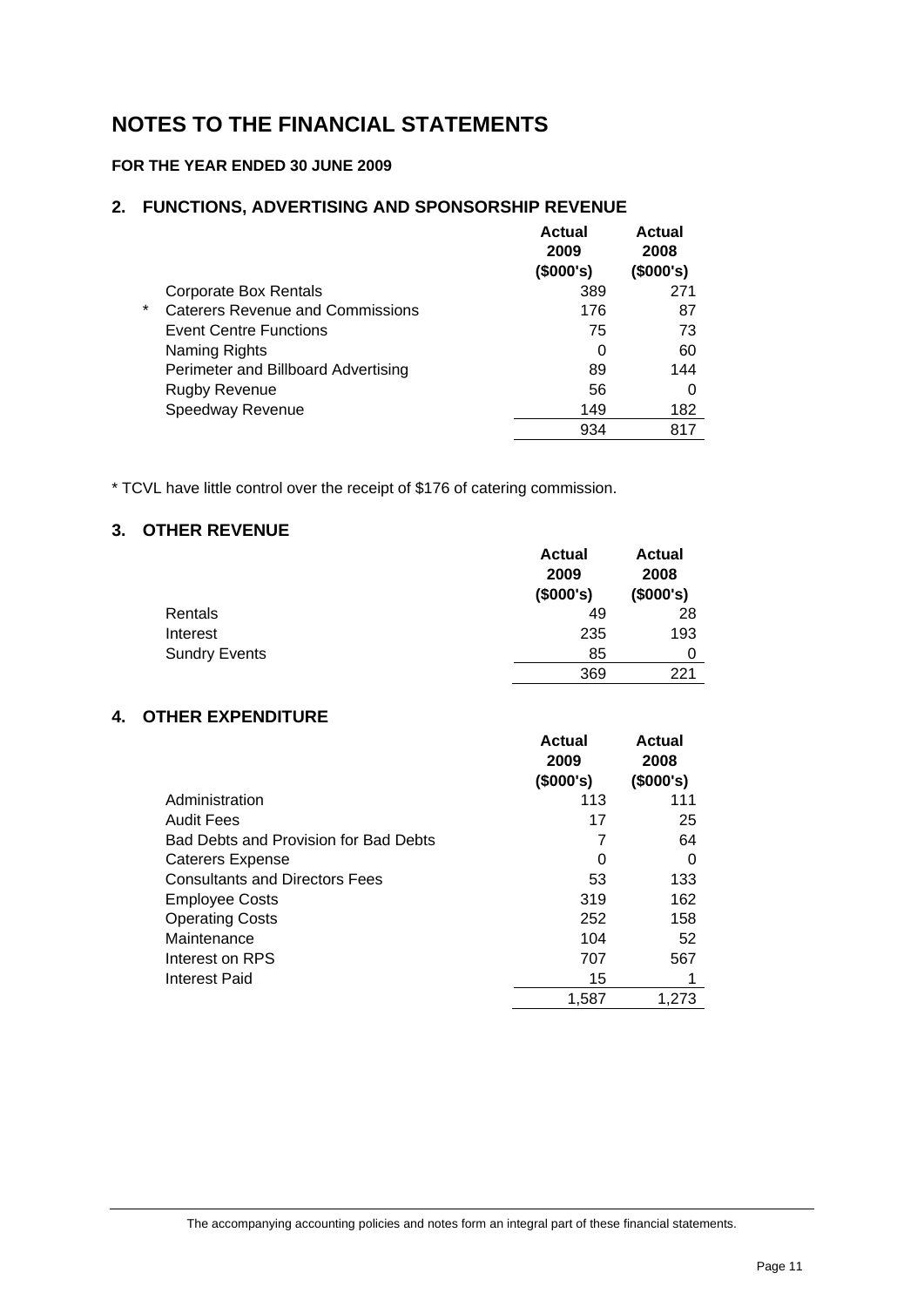# NOTES TO THE FINANCIAL STATEMENTS

**FOR THE YEAR ENDED 30 JUNE 2009**

## 2. FUNCTIONS, ADVERTISING AND SPONSORSHIP REVENUE

| | | Actual 2009 ($000's) | Actual 2008 ($000's) |
|---|---|---|---|
| | Corporate Box Rentals | 389 | 271 |
| * | Caterers Revenue and Commissions | 176 | 87 |
| | Event Centre Functions | 75 | 73 |
| | Naming Rights | 0 | 60 |
| | Perimeter and Billboard Advertising | 89 | 144 |
| | Rugby Revenue | 56 | 0 |
| | Speedway Revenue | 149 | 182 |
| | | 934 | 817 |

* TCVL have little control over the receipt of $176 of catering commission.

## 3. OTHER REVENUE

| | Actual 2009 ($000's) | Actual 2008 ($000's) |
|---|---|---|
| Rentals | 49 | 28 |
| Interest | 235 | 193 |
| Sundry Events | 85 | 0 |
| | 369 | 221 |

## 4. OTHER EXPENDITURE

| | Actual 2009 ($000's) | Actual 2008 ($000's) |
|---|---|---|
| Administration | 113 | 111 |
| Audit Fees | 17 | 25 |
| Bad Debts and Provision for Bad Debts | 7 | 64 |
| Caterers Expense | 0 | 0 |
| Consultants and Directors Fees | 53 | 133 |
| Employee Costs | 319 | 162 |
| Operating Costs | 252 | 158 |
| Maintenance | 104 | 52 |
| Interest on RPS | 707 | 567 |
| Interest Paid | 15 | 1 |
| | 1,587 | 1,273 |

The accompanying accounting policies and notes form an integral part of these financial statements.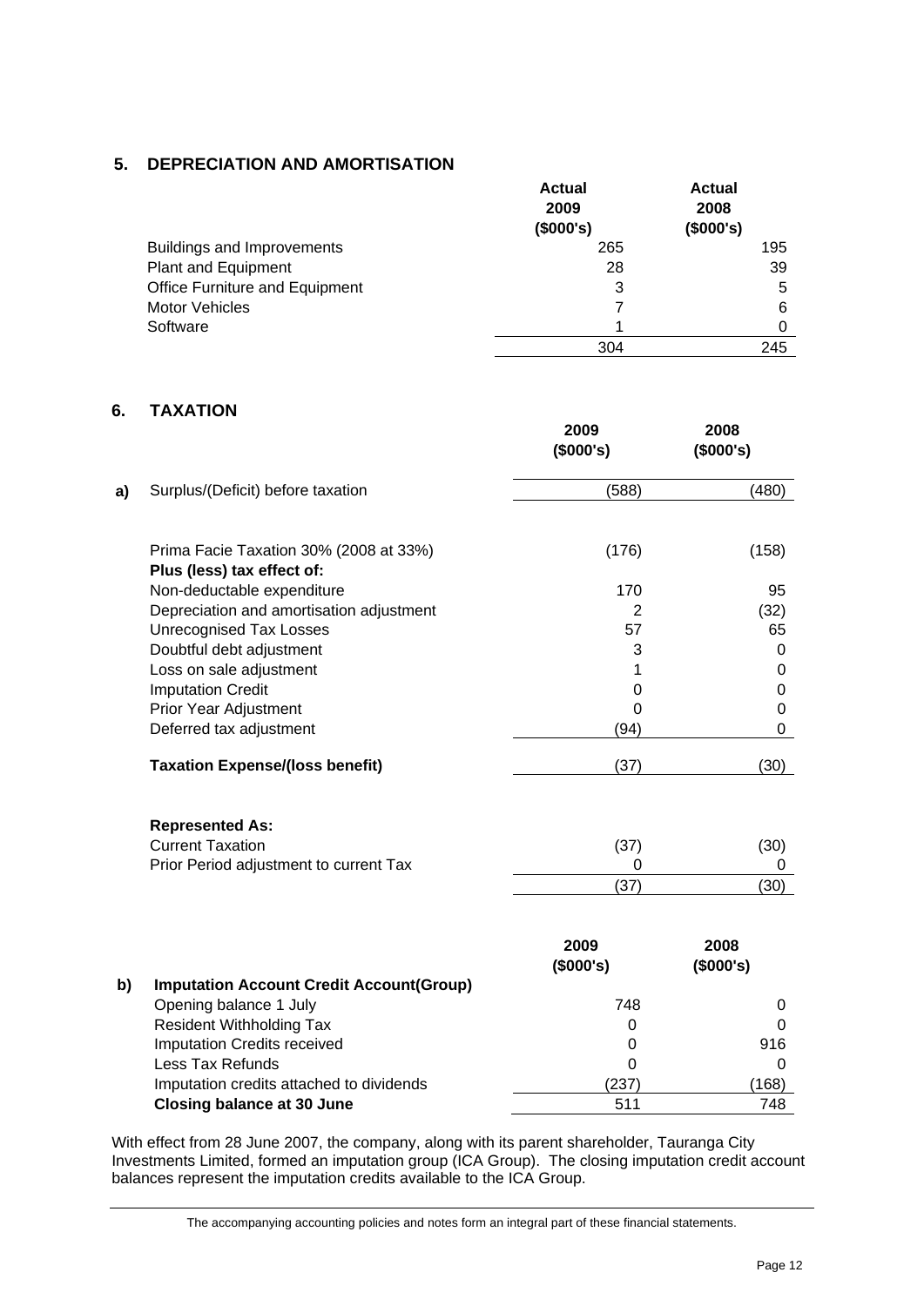## 5. DEPRECIATION AND AMORTISATION

| | Actual 2009 (\$000's) | Actual 2008 (\$000's) |
|---|---|---|
| Buildings and Improvements | 265 | 195 |
| Plant and Equipment | 28 | 39 |
| Office Furniture and Equipment | 3 | 5 |
| Motor Vehicles | 7 | 6 |
| Software | 1 | 0 |
| | 304 | 245 |

## 6. TAXATION

| | | 2009 (\$000's) | 2008 (\$000's) |
|---|---|---|---|
| a) | Surplus/(Deficit) before taxation | (588) | (480) |
| | | | |
| | Prima Facie Taxation 30% (2008 at 33%) | (176) | (158) |
| | **Plus (less) tax effect of:** | | |
| | Non-deductable expenditure | 170 | 95 |
| | Depreciation and amortisation adjustment | 2 | (32) |
| | Unrecognised Tax Losses | 57 | 65 |
| | Doubtful debt adjustment | 3 | 0 |
| | Loss on sale adjustment | 1 | 0 |
| | Imputation Credit | 0 | 0 |
| | Prior Year Adjustment | 0 | 0 |
| | Deferred tax adjustment | (94) | 0 |
| | **Taxation Expense/(loss benefit)** | (37) | (30) |
| | | | |
| | **Represented As:** | | |
| | Current Taxation | (37) | (30) |
| | Prior Period adjustment to current Tax | 0 | 0 |
| | | (37) | (30) |

| | | 2009 (\$000's) | 2008 (\$000's) |
|---|---|---|---|
| b) | **Imputation Account Credit Account(Group)** | | |
| | Opening balance 1 July | 748 | 0 |
| | Resident Withholding Tax | 0 | 0 |
| | Imputation Credits received | 0 | 916 |
| | Less Tax Refunds | 0 | 0 |
| | Imputation credits attached to dividends | (237) | (168) |
| | **Closing balance at 30 June** | 511 | 748 |

With effect from 28 June 2007, the company, along with its parent shareholder, Tauranga City Investments Limited, formed an imputation group (ICA Group). The closing imputation credit account balances represent the imputation credits available to the ICA Group.

The accompanying accounting policies and notes form an integral part of these financial statements.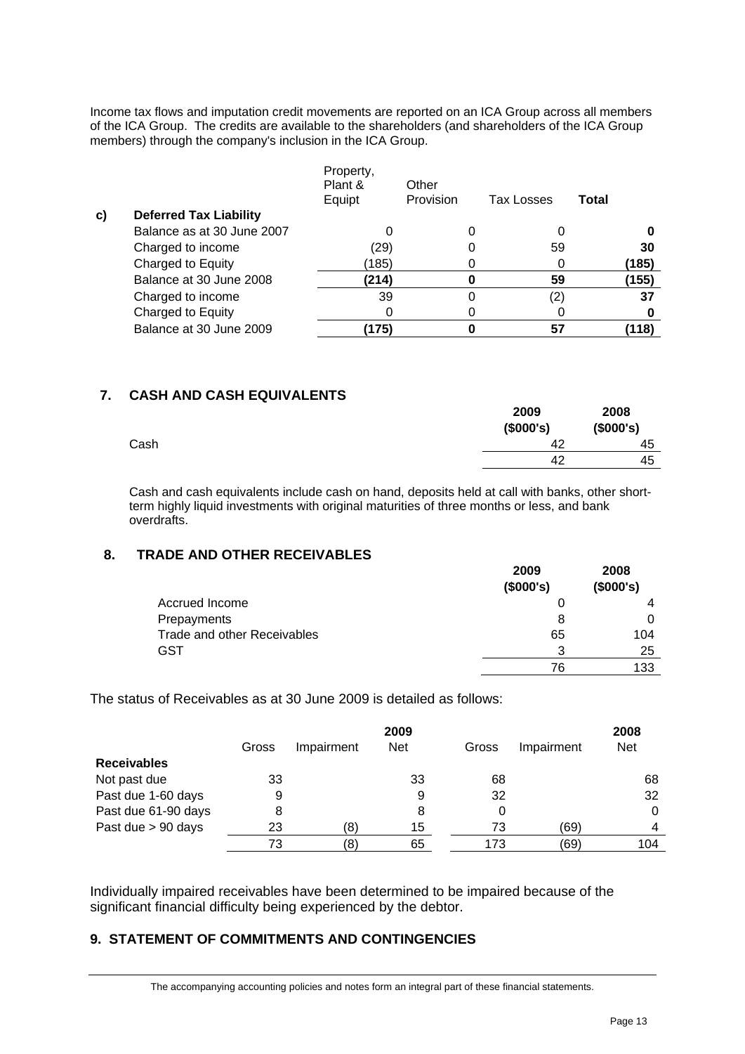Income tax flows and imputation credit movements are reported on an ICA Group across all members of the ICA Group. The credits are available to the shareholders (and shareholders of the ICA Group members) through the company's inclusion in the ICA Group.

| | | Property, Plant & Equipt | Other Provision | Tax Losses | Total |
|---|---|---|---|---|---|
| c) | **Deferred Tax Liability** | | | | |
| | Balance as at 30 June 2007 | 0 | 0 | 0 | **0** |
| | Charged to income | (29) | 0 | 59 | **30** |
| | Charged to Equity | (185) | 0 | 0 | **(185)** |
| | Balance at 30 June 2008 | **(214)** | **0** | **59** | **(155)** |
| | Charged to income | 39 | 0 | (2) | **37** |
| | Charged to Equity | 0 | 0 | 0 | **0** |
| | Balance at 30 June 2009 | **(175)** | **0** | **57** | **(118)** |

## 7. CASH AND CASH EQUIVALENTS

| | 2009 ($000's) | 2008 ($000's) |
|---|---|---|
| Cash | 42 | 45 |
| | 42 | 45 |

Cash and cash equivalents include cash on hand, deposits held at call with banks, other short-term highly liquid investments with original maturities of three months or less, and bank overdrafts.

## 8. TRADE AND OTHER RECEIVABLES

| | 2009 ($000's) | 2008 ($000's) |
|---|---|---|
| Accrued Income | 0 | 4 |
| Prepayments | 8 | 0 |
| Trade and other Receivables | 65 | 104 |
| GST | 3 | 25 |
| | 76 | 133 |

The status of Receivables as at 30 June 2009 is detailed as follows:

| | | | 2009 | | | 2008 |
|---|---|---|---|---|---|---|
| | Gross | Impairment | Net | Gross | Impairment | Net |
| **Receivables** | | | | | | |
| Not past due | 33 | | 33 | 68 | | 68 |
| Past due 1-60 days | 9 | | 9 | 32 | | 32 |
| Past due 61-90 days | 8 | | 8 | 0 | | 0 |
| Past due > 90 days | 23 | (8) | 15 | 73 | (69) | 4 |
| | 73 | (8) | 65 | 173 | (69) | 104 |

Individually impaired receivables have been determined to be impaired because of the significant financial difficulty being experienced by the debtor.

## 9. STATEMENT OF COMMITMENTS AND CONTINGENCIES

The accompanying accounting policies and notes form an integral part of these financial statements.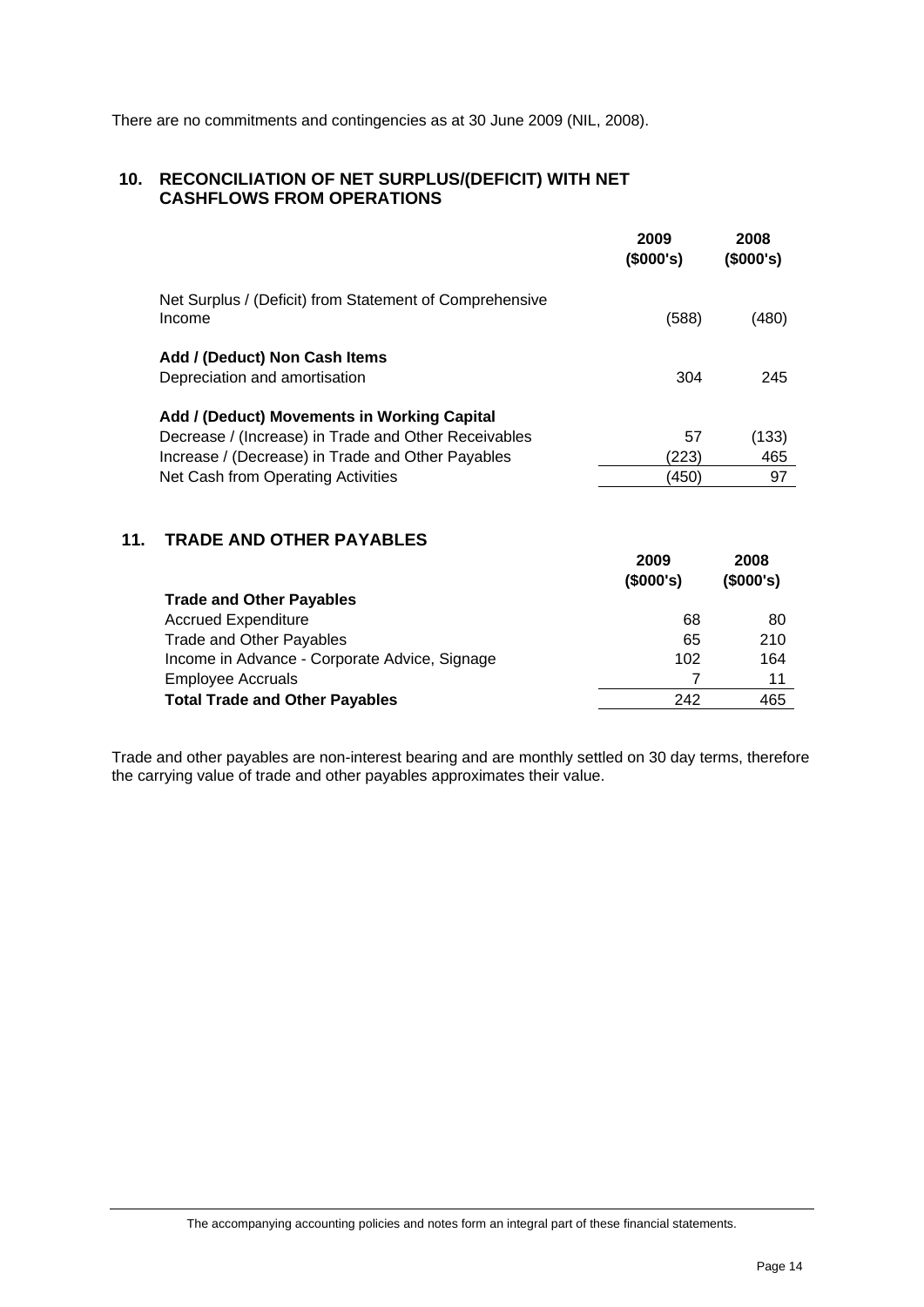There are no commitments and contingencies as at 30 June 2009 (NIL, 2008).

## 10. RECONCILIATION OF NET SURPLUS/(DEFICIT) WITH NET CASHFLOWS FROM OPERATIONS

| | 2009 ($000's) | 2008 ($000's) |
|---|---|---|
| Net Surplus / (Deficit) from Statement of Comprehensive Income | (588) | (480) |
| **Add / (Deduct) Non Cash Items** | | |
| Depreciation and amortisation | 304 | 245 |
| **Add / (Deduct) Movements in Working Capital** | | |
| Decrease / (Increase) in Trade and Other Receivables | 57 | (133) |
| Increase / (Decrease) in Trade and Other Payables | (223) | 465 |
| Net Cash from Operating Activities | (450) | 97 |

## 11. TRADE AND OTHER PAYABLES

| | 2009 ($000's) | 2008 ($000's) |
|---|---|---|
| **Trade and Other Payables** | | |
| Accrued Expenditure | 68 | 80 |
| Trade and Other Payables | 65 | 210 |
| Income in Advance - Corporate Advice, Signage | 102 | 164 |
| Employee Accruals | 7 | 11 |
| **Total Trade and Other Payables** | 242 | 465 |

Trade and other payables are non-interest bearing and are monthly settled on 30 day terms, therefore the carrying value of trade and other payables approximates their value.

The accompanying accounting policies and notes form an integral part of these financial statements.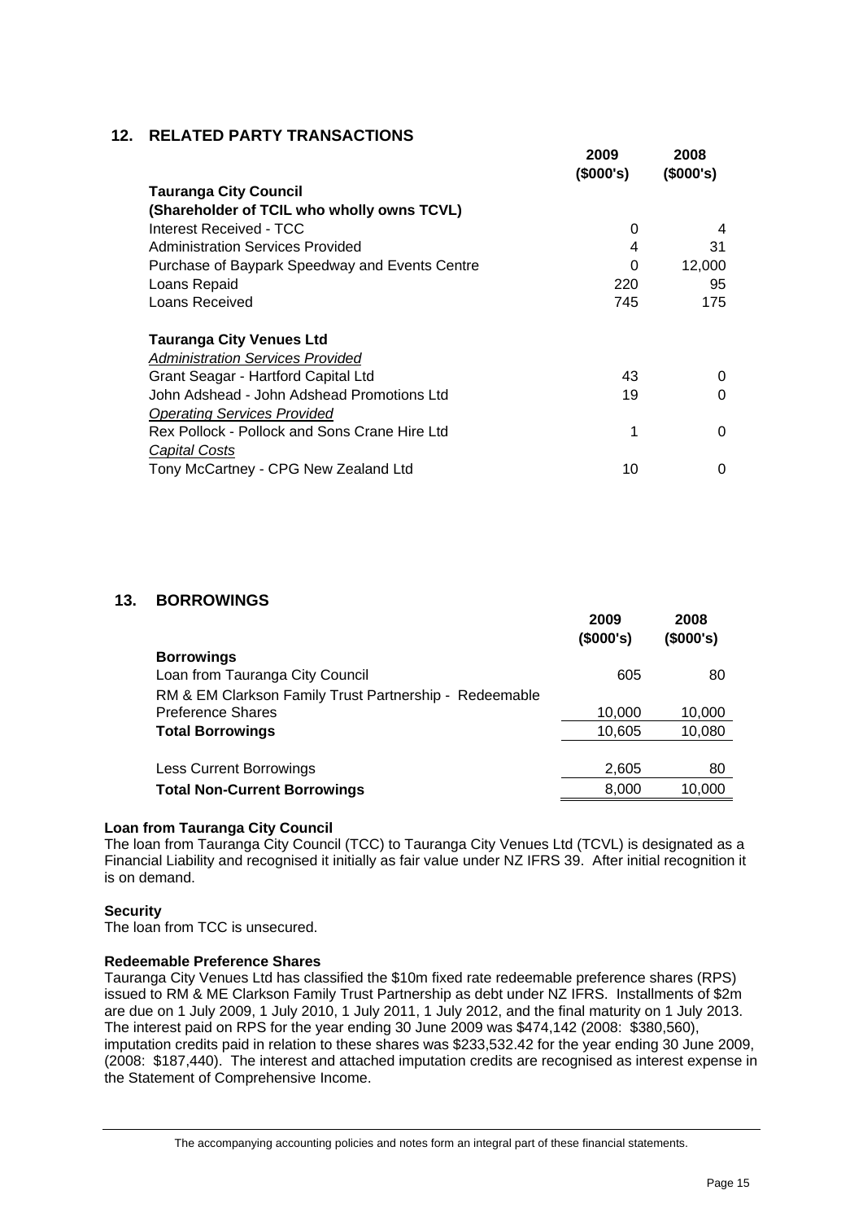## 12. RELATED PARTY TRANSACTIONS

| | 2009 ($000's) | 2008 ($000's) |
|---|---|---|
| **Tauranga City Council** | | |
| **(Shareholder of TCIL who wholly owns TCVL)** | | |
| Interest Received - TCC | 0 | 4 |
| Administration Services Provided | 4 | 31 |
| Purchase of Baypark Speedway and Events Centre | 0 | 12,000 |
| Loans Repaid | 220 | 95 |
| Loans Received | 745 | 175 |
| | | |
| **Tauranga City Venues Ltd** | | |
| *Administration Services Provided* | | |
| Grant Seagar - Hartford Capital Ltd | 43 | 0 |
| John Adshead - John Adshead Promotions Ltd | 19 | 0 |
| *Operating Services Provided* | | |
| Rex Pollock - Pollock and Sons Crane Hire Ltd | 1 | 0 |
| *Capital Costs* | | |
| Tony McCartney - CPG New Zealand Ltd | 10 | 0 |

## 13. BORROWINGS

| | 2009 ($000's) | 2008 ($000's) |
|---|---|---|
| **Borrowings** | | |
| Loan from Tauranga City Council | 605 | 80 |
| RM & EM Clarkson Family Trust Partnership - Redeemable Preference Shares | 10,000 | 10,000 |
| **Total Borrowings** | 10,605 | 10,080 |
| | | |
| Less Current Borrowings | 2,605 | 80 |
| **Total Non-Current Borrowings** | 8,000 | 10,000 |

**Loan from Tauranga City Council**

The loan from Tauranga City Council (TCC) to Tauranga City Venues Ltd (TCVL) is designated as a Financial Liability and recognised it initially as fair value under NZ IFRS 39. After initial recognition it is on demand.

**Security**

The loan from TCC is unsecured.

**Redeemable Preference Shares**

Tauranga City Venues Ltd has classified the $10m fixed rate redeemable preference shares (RPS) issued to RM & ME Clarkson Family Trust Partnership as debt under NZ IFRS. Installments of $2m are due on 1 July 2009, 1 July 2010, 1 July 2011, 1 July 2012, and the final maturity on 1 July 2013. The interest paid on RPS for the year ending 30 June 2009 was $474,142 (2008: $380,560), imputation credits paid in relation to these shares was $233,532.42 for the year ending 30 June 2009, (2008: $187,440). The interest and attached imputation credits are recognised as interest expense in the Statement of Comprehensive Income.

The accompanying accounting policies and notes form an integral part of these financial statements.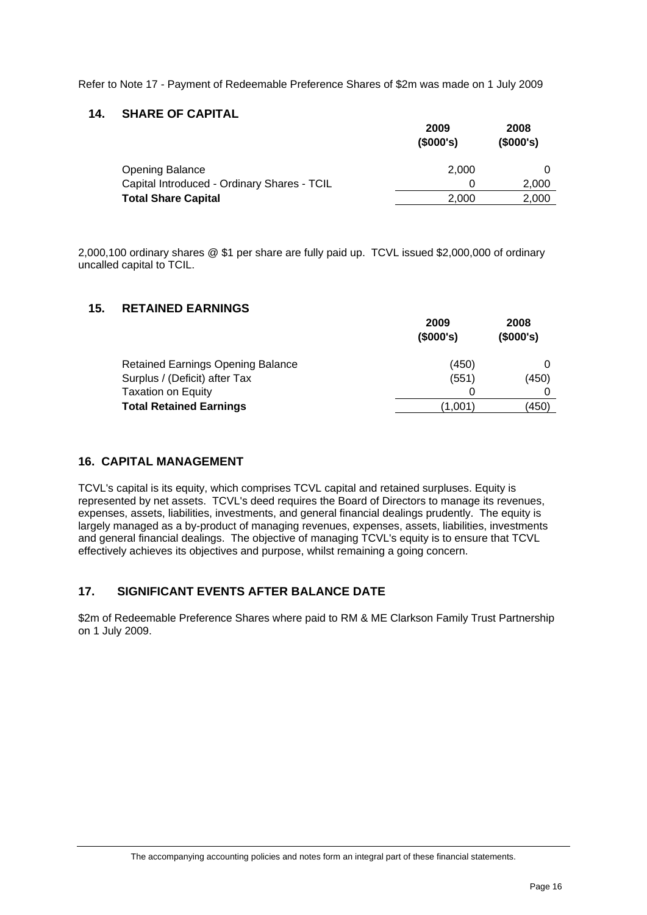Refer to Note 17 - Payment of Redeemable Preference Shares of $2m was made on 1 July 2009

## 14. SHARE OF CAPITAL

| | 2009 ($000's) | 2008 ($000's) |
|---|---|---|
| Opening Balance | 2,000 | 0 |
| Capital Introduced - Ordinary Shares - TCIL | 0 | 2,000 |
| **Total Share Capital** | 2,000 | 2,000 |

2,000,100 ordinary shares @ $1 per share are fully paid up. TCVL issued $2,000,000 of ordinary uncalled capital to TCIL.

## 15. RETAINED EARNINGS

| | 2009 ($000's) | 2008 ($000's) |
|---|---|---|
| Retained Earnings Opening Balance | (450) | 0 |
| Surplus / (Deficit) after Tax | (551) | (450) |
| Taxation on Equity | 0 | 0 |
| **Total Retained Earnings** | (1,001) | (450) |

## 16. CAPITAL MANAGEMENT

TCVL's capital is its equity, which comprises TCVL capital and retained surpluses. Equity is represented by net assets. TCVL's deed requires the Board of Directors to manage its revenues, expenses, assets, liabilities, investments, and general financial dealings prudently. The equity is largely managed as a by-product of managing revenues, expenses, assets, liabilities, investments and general financial dealings. The objective of managing TCVL's equity is to ensure that TCVL effectively achieves its objectives and purpose, whilst remaining a going concern.

## 17. SIGNIFICANT EVENTS AFTER BALANCE DATE

$2m of Redeemable Preference Shares where paid to RM & ME Clarkson Family Trust Partnership on 1 July 2009.

The accompanying accounting policies and notes form an integral part of these financial statements.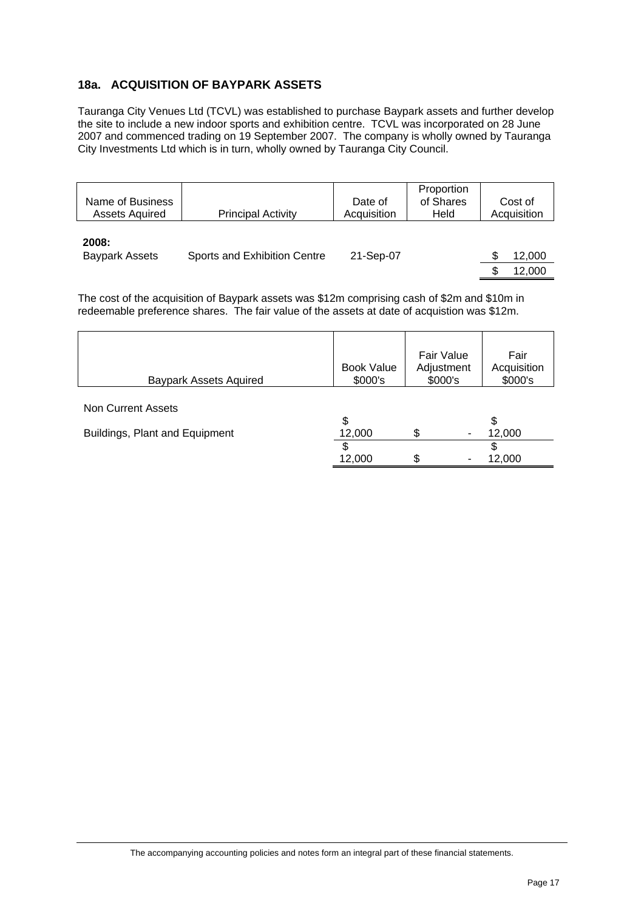## 18a. ACQUISITION OF BAYPARK ASSETS

Tauranga City Venues Ltd (TCVL) was established to purchase Baypark assets and further develop the site to include a new indoor sports and exhibition centre. TCVL was incorporated on 28 June 2007 and commenced trading on 19 September 2007. The company is wholly owned by Tauranga City Investments Ltd which is in turn, wholly owned by Tauranga City Council.

| Name of Business Assets Aquired | Principal Activity | Date of Acquisition | Proportion of Shares Held | Cost of Acquisition |
|---|---|---|---|---|
| **2008:** | | | | |
| Baypark Assets | Sports and Exhibition Centre | 21-Sep-07 | | $ 12,000 |
| | | | | $ 12,000 |

The cost of the acquisition of Baypark assets was $12m comprising cash of $2m and $10m in redeemable preference shares. The fair value of the assets at date of acquistion was $12m.

| Baypark Assets Aquired | Book Value $000's | Fair Value Adjustment $000's | Fair Acquisition $000's |
|---|---|---|---|
| Non Current Assets | | | |
| Buildings, Plant and Equipment | $ 12,000 | $ - | $ 12,000 |
| | $ 12,000 | $ - | $ 12,000 |

The accompanying accounting policies and notes form an integral part of these financial statements.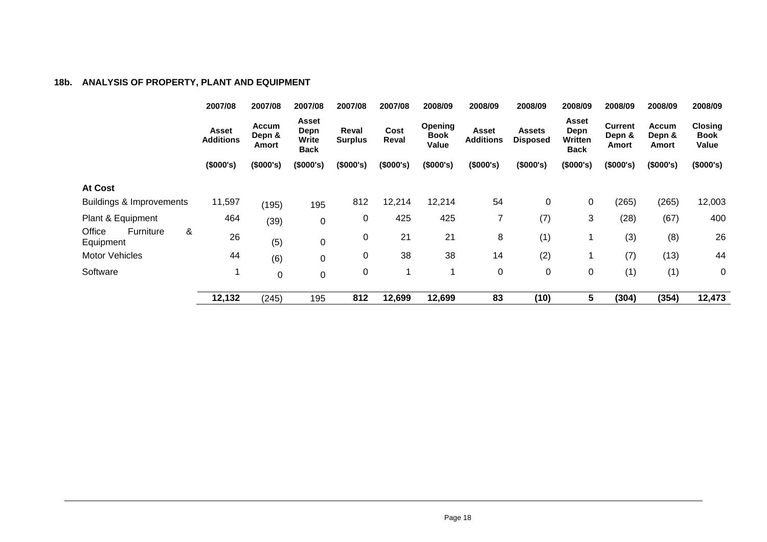### 18b. ANALYSIS OF PROPERTY, PLANT AND EQUIPMENT

| | 2007/08 | 2007/08 | 2007/08 | 2007/08 | 2007/08 | 2008/09 | 2008/09 | 2008/09 | 2008/09 | 2008/09 | 2008/09 | 2008/09 |
|---|---|---|---|---|---|---|---|---|---|---|---|---|
| | **Asset Additions** | **Accum Depn & Amort** | **Asset Depn Write Back** | **Reval Surplus** | **Cost Reval** | **Opening Book Value** | **Asset Additions** | **Assets Disposed** | **Asset Depn Written Back** | **Current Depn & Amort** | **Accum Depn & Amort** | **Closing Book Value** |
| | **($000's)** | **($000's)** | **($000's)** | **($000's)** | **($000's)** | **($000's)** | **($000's)** | **($000's)** | **($000's)** | **($000's)** | **($000's)** | **($000's)** |
| **At Cost** | | | | | | | | | | | | |
| Buildings & Improvements | 11,597 | (195) | 195 | 812 | 12,214 | 12,214 | 54 | 0 | 0 | (265) | (265) | 12,003 |
| Plant & Equipment | 464 | (39) | 0 | 0 | 425 | 425 | 7 | (7) | 3 | (28) | (67) | 400 |
| Office Furniture & Equipment | 26 | (5) | 0 | 0 | 21 | 21 | 8 | (1) | 1 | (3) | (8) | 26 |
| Motor Vehicles | 44 | (6) | 0 | 0 | 38 | 38 | 14 | (2) | 1 | (7) | (13) | 44 |
| Software | 1 | 0 | 0 | 0 | 1 | 1 | 0 | 0 | 0 | (1) | (1) | 0 |
| | **12,132** | (245) | 195 | **812** | **12,699** | **12,699** | **83** | **(10)** | **5** | **(304)** | **(354)** | **12,473** |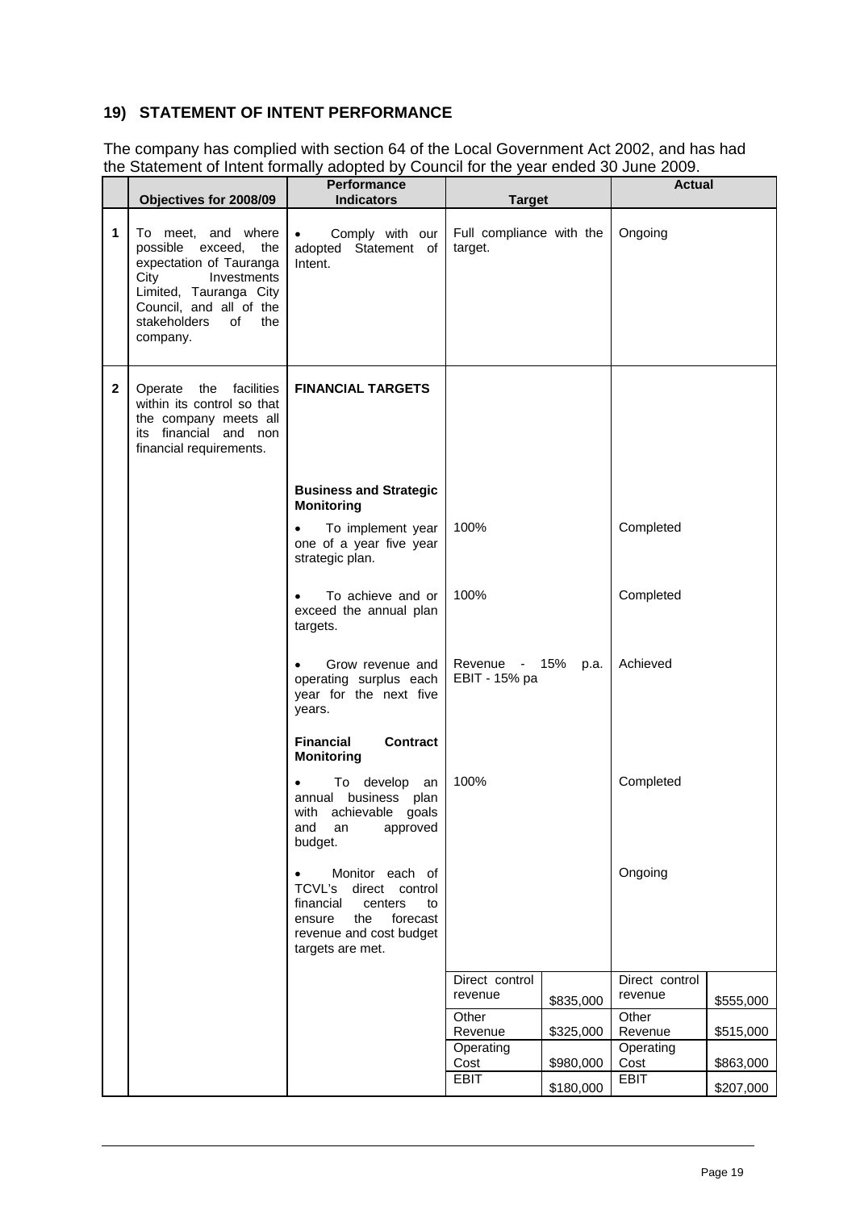## 19) STATEMENT OF INTENT PERFORMANCE

The company has complied with section 64 of the Local Government Act 2002, and has had the Statement of Intent formally adopted by Council for the year ended 30 June 2009.

| | Objectives for 2008/09 | Performance Indicators | Target | | Actual | |
|---|---|---|---|---|---|---|
| 1 | To meet, and where possible exceed, the expectation of Tauranga City Investments Limited, Tauranga City Council, and all of the stakeholders of the company. | • Comply with our adopted Statement of Intent. | Full compliance with the target. | | Ongoing | |
| 2 | Operate the facilities within its control so that the company meets all its financial and non financial requirements. | **FINANCIAL TARGETS** | | | | |
| | | **Business and Strategic Monitoring** | | | | |
| | | • To implement year one of a year five year strategic plan. | 100% | | Completed | |
| | | • To achieve and or exceed the annual plan targets. | 100% | | Completed | |
| | | • Grow revenue and operating surplus each year for the next five years. | Revenue - 15% p.a. EBIT - 15% pa | | Achieved | |
| | | **Financial Contract Monitoring** | | | | |
| | | • To develop an annual business plan with achievable goals and an approved budget. | 100% | | Completed | |
| | | • Monitor each of TCVL's direct control financial centers to ensure the forecast revenue and cost budget targets are met. | | | Ongoing | |
| | | | Direct control revenue | $835,000 | Direct control revenue | $555,000 |
| | | | Other Revenue | $325,000 | Other Revenue | $515,000 |
| | | | Operating Cost | $980,000 | Operating Cost | $863,000 |
| | | | EBIT | $180,000 | EBIT | $207,000 |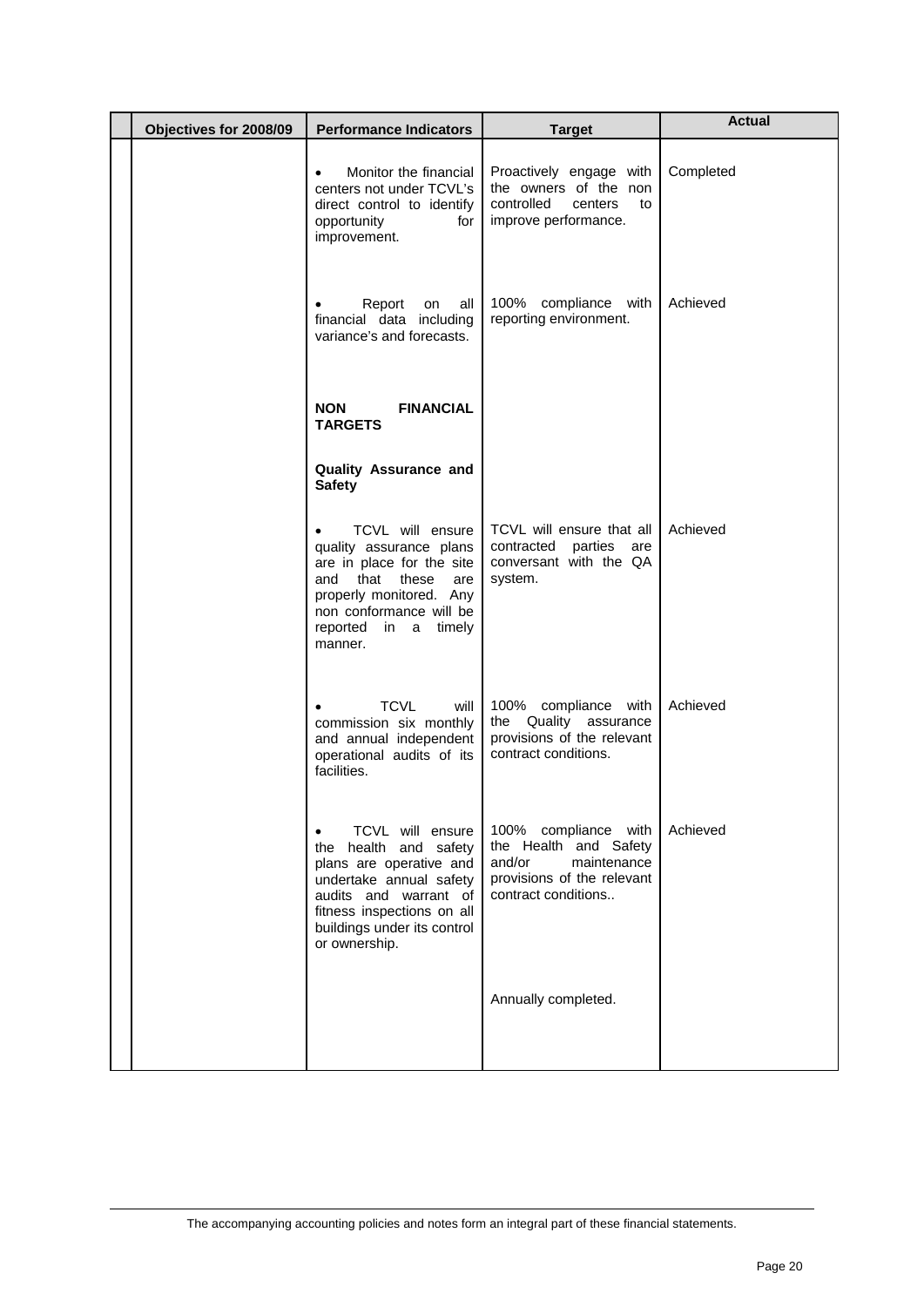| | Objectives for 2008/09 | Performance Indicators | Target | Actual |
|---|---|---|---|---|
| | | • Monitor the financial centers not under TCVL's direct control to identify opportunity for improvement. | Proactively engage with the owners of the non controlled centers to improve performance. | Completed |
| | | • Report on all financial data including variance's and forecasts. | 100% compliance with reporting environment. | Achieved |
| | | **NON FINANCIAL TARGETS** | | |
| | | **Quality Assurance and Safety** | | |
| | | • TCVL will ensure quality assurance plans are in place for the site and that these are properly monitored. Any non conformance will be reported in a timely manner. | TCVL will ensure that all contracted parties are conversant with the QA system. | Achieved |
| | | • TCVL will commission six monthly and annual independent operational audits of its facilities. | 100% compliance with the Quality assurance provisions of the relevant contract conditions. | Achieved |
| | | • TCVL will ensure the health and safety plans are operative and undertake annual safety audits and warrant of fitness inspections on all buildings under its control or ownership. | 100% compliance with the Health and Safety and/or maintenance provisions of the relevant contract conditions.. | Achieved |
| | | | Annually completed. | |

The accompanying accounting policies and notes form an integral part of these financial statements.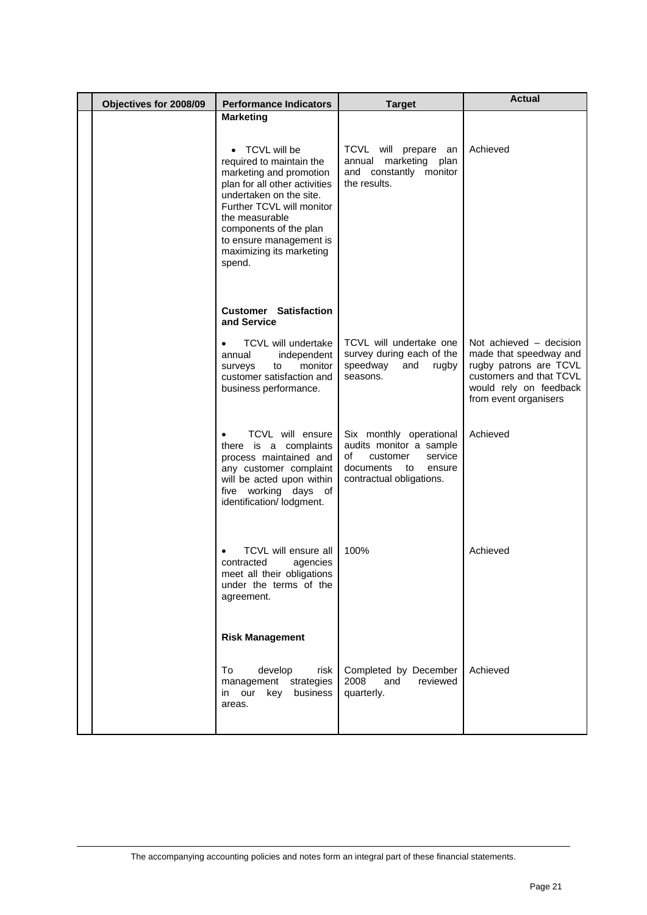| | Objectives for 2008/09 | Performance Indicators | Target | Actual |
|---|---|---|---|---|
| | | **Marketing** | | |
| | | • TCVL will be required to maintain the marketing and promotion plan for all other activities undertaken on the site. Further TCVL will monitor the measurable components of the plan to ensure management is maximizing its marketing spend. | TCVL will prepare an annual marketing plan and constantly monitor the results. | Achieved |
| | | **Customer Satisfaction and Service** | | |
| | | • TCVL will undertake annual independent surveys to monitor customer satisfaction and business performance. | TCVL will undertake one survey during each of the speedway and rugby seasons. | Not achieved – decision made that speedway and rugby patrons are TCVL customers and that TCVL would rely on feedback from event organisers |
| | | • TCVL will ensure there is a complaints process maintained and any customer complaint will be acted upon within five working days of identification/ lodgment. | Six monthly operational audits monitor a sample of customer service documents to ensure contractual obligations. | Achieved |
| | | • TCVL will ensure all contracted agencies meet all their obligations under the terms of the agreement. | 100% | Achieved |
| | | **Risk Management** | | |
| | | To develop risk management strategies in our key business areas. | Completed by December 2008 and reviewed quarterly. | Achieved |

The accompanying accounting policies and notes form an integral part of these financial statements.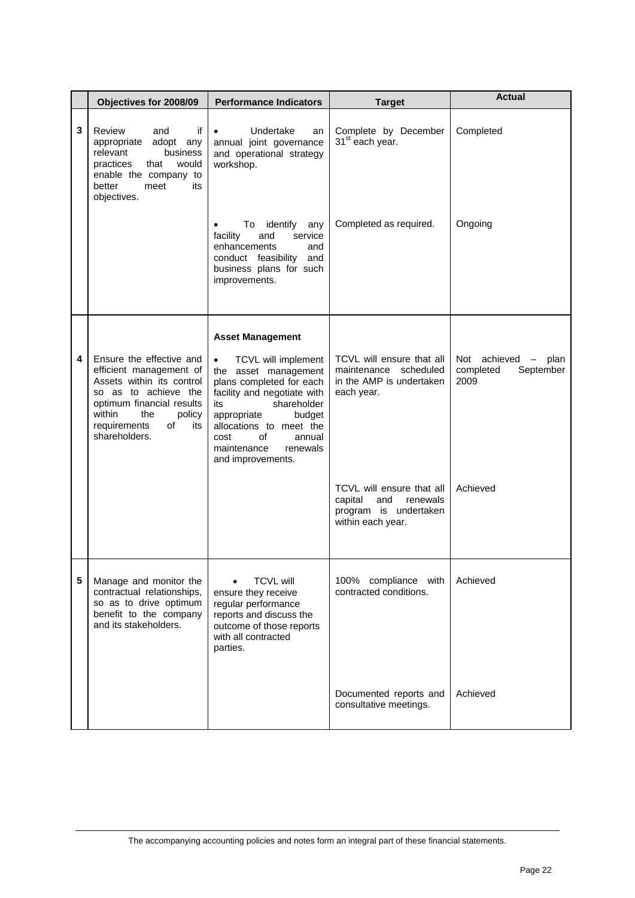| | Objectives for 2008/09 | Performance Indicators | Target | Actual |
|---|---|---|---|---|
| 3 | Review and if appropriate adopt any relevant business practices that would enable the company to better meet its objectives. | • Undertake an annual joint governance and operational strategy workshop. | Complete by December 31st each year. | Completed |
| | | • To identify any facility and service enhancements and conduct feasibility and business plans for such improvements. | Completed as required. | Ongoing |
| 4 | Ensure the effective and efficient management of Assets within its control so as to achieve the optimum financial results within the policy requirements of its shareholders. | **Asset Management**<br>• TCVL will implement the asset management plans completed for each facility and negotiate with its shareholder appropriate budget allocations to meet the cost of annual maintenance renewals and improvements. | TCVL will ensure that all maintenance scheduled in the AMP is undertaken each year. | Not achieved – plan completed September 2009 |
| | | | TCVL will ensure that all capital and renewals program is undertaken within each year. | Achieved |
| 5 | Manage and monitor the contractual relationships, so as to drive optimum benefit to the company and its stakeholders. | • TCVL will ensure they receive regular performance reports and discuss the outcome of those reports with all contracted parties. | 100% compliance with contracted conditions. | Achieved |
| | | | Documented reports and consultative meetings. | Achieved |

The accompanying accounting policies and notes form an integral part of these financial statements.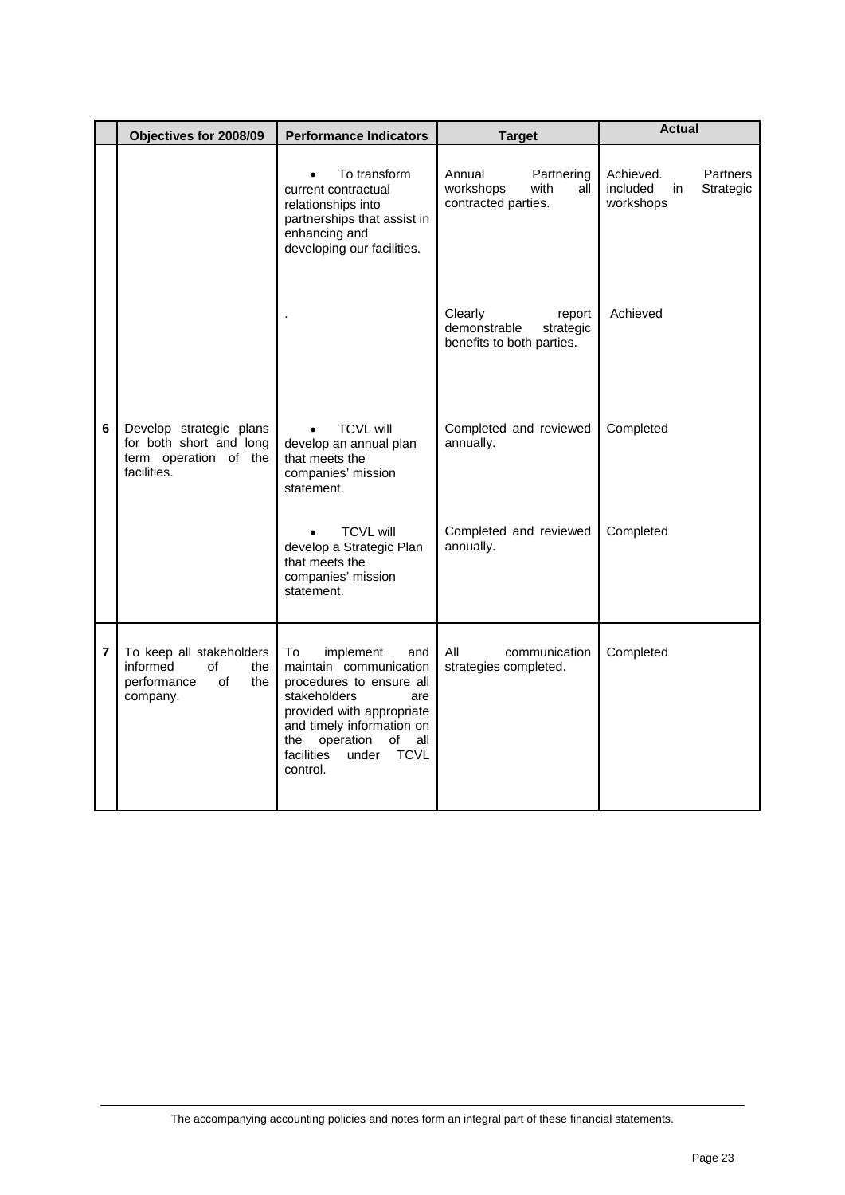| | Objectives for 2008/09 | Performance Indicators | Target | Actual |
|---|---|---|---|---|
| | | • To transform current contractual relationships into partnerships that assist in enhancing and developing our facilities. | Annual Partnering workshops with all contracted parties. | Achieved. Partners included in Strategic workshops |
| | | . | Clearly report demonstrable strategic benefits to both parties. | Achieved |
| 6 | Develop strategic plans for both short and long term operation of the facilities. | • TCVL will develop an annual plan that meets the companies' mission statement. | Completed and reviewed annually. | Completed |
| | | • TCVL will develop a Strategic Plan that meets the companies' mission statement. | Completed and reviewed annually. | Completed |
| 7 | To keep all stakeholders informed of the performance of the company. | To implement and maintain communication procedures to ensure all stakeholders are provided with appropriate and timely information on the operation of all facilities under TCVL control. | All communication strategies completed. | Completed |

The accompanying accounting policies and notes form an integral part of these financial statements.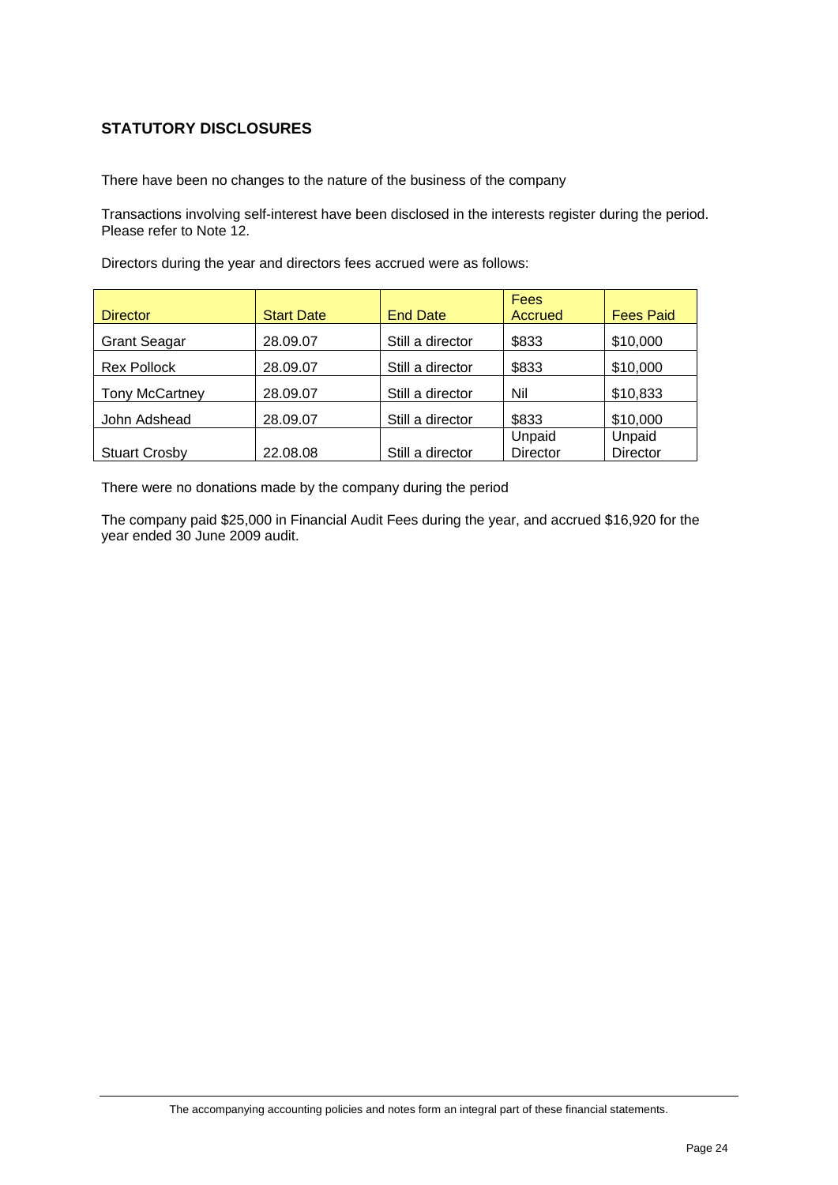## STATUTORY DISCLOSURES

There have been no changes to the nature of the business of the company

Transactions involving self-interest have been disclosed in the interests register during the period. Please refer to Note 12.

Directors during the year and directors fees accrued were as follows:

| Director | Start Date | End Date | Fees Accrued | Fees Paid |
|---|---|---|---|---|
| Grant Seagar | 28.09.07 | Still a director | $833 | $10,000 |
| Rex Pollock | 28.09.07 | Still a director | $833 | $10,000 |
| Tony McCartney | 28.09.07 | Still a director | Nil | $10,833 |
| John Adshead | 28.09.07 | Still a director | $833 | $10,000 |
| Stuart Crosby | 22.08.08 | Still a director | Unpaid Director | Unpaid Director |

There were no donations made by the company during the period

The company paid $25,000 in Financial Audit Fees during the year, and accrued $16,920 for the year ended 30 June 2009 audit.

The accompanying accounting policies and notes form an integral part of these financial statements.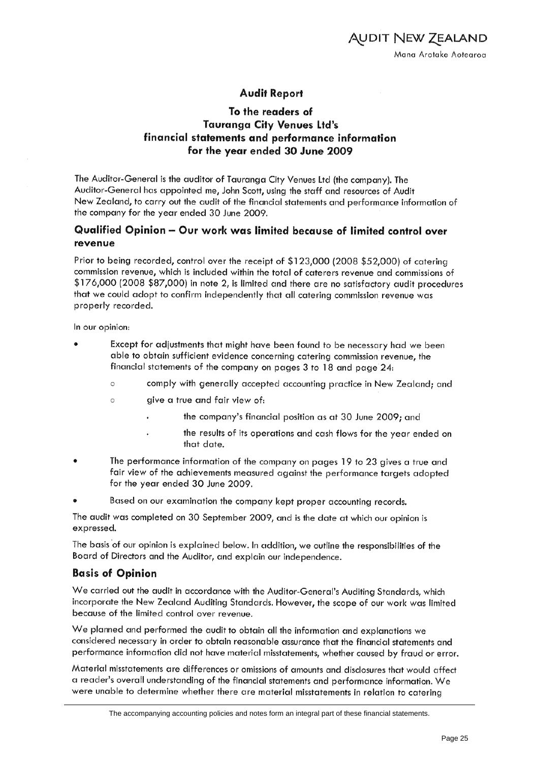**AUDIT NEW ZEALAND**
Mana Arotake Aotearoa

# Audit Report

## To the readers of Tauranga City Venues Ltd's financial statements and performance information for the year ended 30 June 2009

The Auditor-General is the auditor of Tauranga City Venues Ltd (the company). The Auditor-General has appointed me, John Scott, using the staff and resources of Audit New Zealand, to carry out the audit of the financial statements and performance information of the company for the year ended 30 June 2009.

## Qualified Opinion – Our work was limited because of limited control over revenue

Prior to being recorded, control over the receipt of $123,000 (2008 $52,000) of catering commission revenue, which is included within the total of caterers revenue and commissions of $176,000 (2008 $87,000) in note 2, is limited and there are no satisfactory audit procedures that we could adopt to confirm independently that all catering commission revenue was properly recorded.

In our opinion:

- Except for adjustments that might have been found to be necessary had we been able to obtain sufficient evidence concerning catering commission revenue, the financial statements of the company on pages 3 to 18 and page 24:
  - comply with generally accepted accounting practice in New Zealand; and
  - give a true and fair view of:
    - the company's financial position as at 30 June 2009; and
    - the results of its operations and cash flows for the year ended on that date.
- The performance information of the company on pages 19 to 23 gives a true and fair view of the achievements measured against the performance targets adopted for the year ended 30 June 2009.
- Based on our examination the company kept proper accounting records.

The audit was completed on 30 September 2009, and is the date at which our opinion is expressed.

The basis of our opinion is explained below. In addition, we outline the responsibilities of the Board of Directors and the Auditor, and explain our independence.

## Basis of Opinion

We carried out the audit in accordance with the Auditor-General's Auditing Standards, which incorporate the New Zealand Auditing Standards. However, the scope of our work was limited because of the limited control over revenue.

We planned and performed the audit to obtain all the information and explanations we considered necessary in order to obtain reasonable assurance that the financial statements and performance information did not have material misstatements, whether caused by fraud or error.

Material misstatements are differences or omissions of amounts and disclosures that would affect a reader's overall understanding of the financial statements and performance information. We were unable to determine whether there are material misstatements in relation to catering

The accompanying accounting policies and notes form an integral part of these financial statements.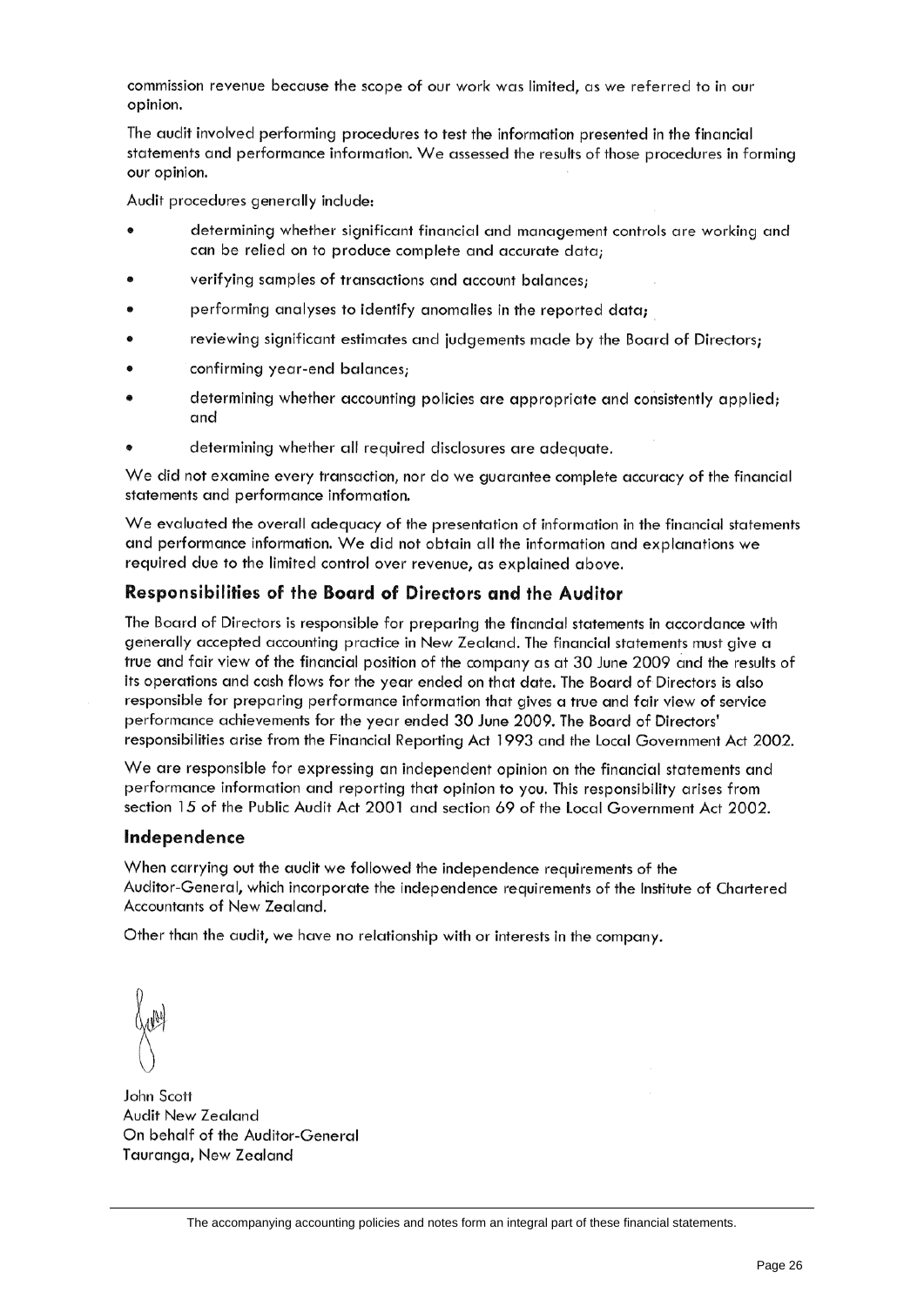commission revenue because the scope of our work was limited, as we referred to in our opinion.

The audit involved performing procedures to test the information presented in the financial statements and performance information. We assessed the results of those procedures in forming our opinion.

Audit procedures generally include:

- determining whether significant financial and management controls are working and can be relied on to produce complete and accurate data;
- verifying samples of transactions and account balances;
- performing analyses to identify anomalies in the reported data;
- reviewing significant estimates and judgements made by the Board of Directors;
- confirming year-end balances;
- determining whether accounting policies are appropriate and consistently applied; and
- determining whether all required disclosures are adequate.

We did not examine every transaction, nor do we guarantee complete accuracy of the financial statements and performance information.

We evaluated the overall adequacy of the presentation of information in the financial statements and performance information. We did not obtain all the information and explanations we required due to the limited control over revenue, as explained above.

## Responsibilities of the Board of Directors and the Auditor

The Board of Directors is responsible for preparing the financial statements in accordance with generally accepted accounting practice in New Zealand. The financial statements must give a true and fair view of the financial position of the company as at 30 June 2009 and the results of its operations and cash flows for the year ended on that date. The Board of Directors is also responsible for preparing performance information that gives a true and fair view of service performance achievements for the year ended 30 June 2009. The Board of Directors' responsibilities arise from the Financial Reporting Act 1993 and the Local Government Act 2002.

We are responsible for expressing an independent opinion on the financial statements and performance information and reporting that opinion to you. This responsibility arises from section 15 of the Public Audit Act 2001 and section 69 of the Local Government Act 2002.

## Independence

When carrying out the audit we followed the independence requirements of the Auditor-General, which incorporate the independence requirements of the Institute of Chartered Accountants of New Zealand.

Other than the audit, we have no relationship with or interests in the company.

John Scott
Audit New Zealand
On behalf of the Auditor-General
Tauranga, New Zealand

The accompanying accounting policies and notes form an integral part of these financial statements.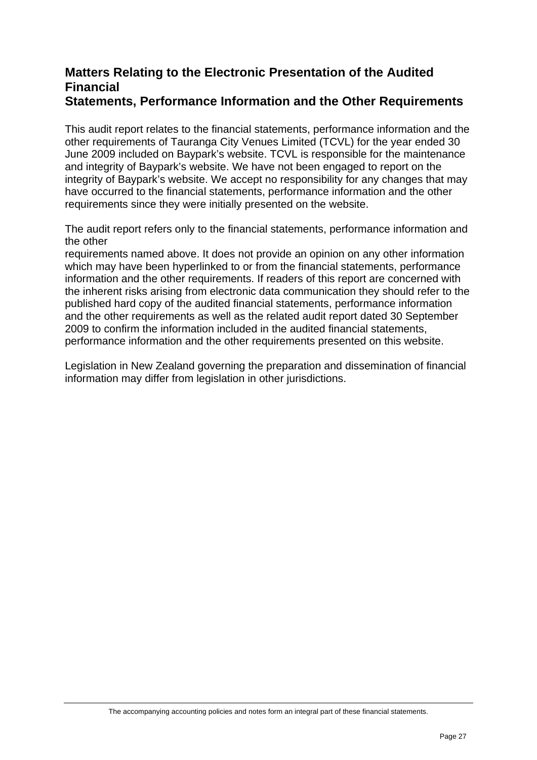## Matters Relating to the Electronic Presentation of the Audited Financial Statements, Performance Information and the Other Requirements

This audit report relates to the financial statements, performance information and the other requirements of Tauranga City Venues Limited (TCVL) for the year ended 30 June 2009 included on Baypark's website. TCVL is responsible for the maintenance and integrity of Baypark's website. We have not been engaged to report on the integrity of Baypark's website. We accept no responsibility for any changes that may have occurred to the financial statements, performance information and the other requirements since they were initially presented on the website.

The audit report refers only to the financial statements, performance information and the other requirements named above. It does not provide an opinion on any other information which may have been hyperlinked to or from the financial statements, performance information and the other requirements. If readers of this report are concerned with the inherent risks arising from electronic data communication they should refer to the published hard copy of the audited financial statements, performance information and the other requirements as well as the related audit report dated 30 September 2009 to confirm the information included in the audited financial statements, performance information and the other requirements presented on this website.

Legislation in New Zealand governing the preparation and dissemination of financial information may differ from legislation in other jurisdictions.

The accompanying accounting policies and notes form an integral part of these financial statements.